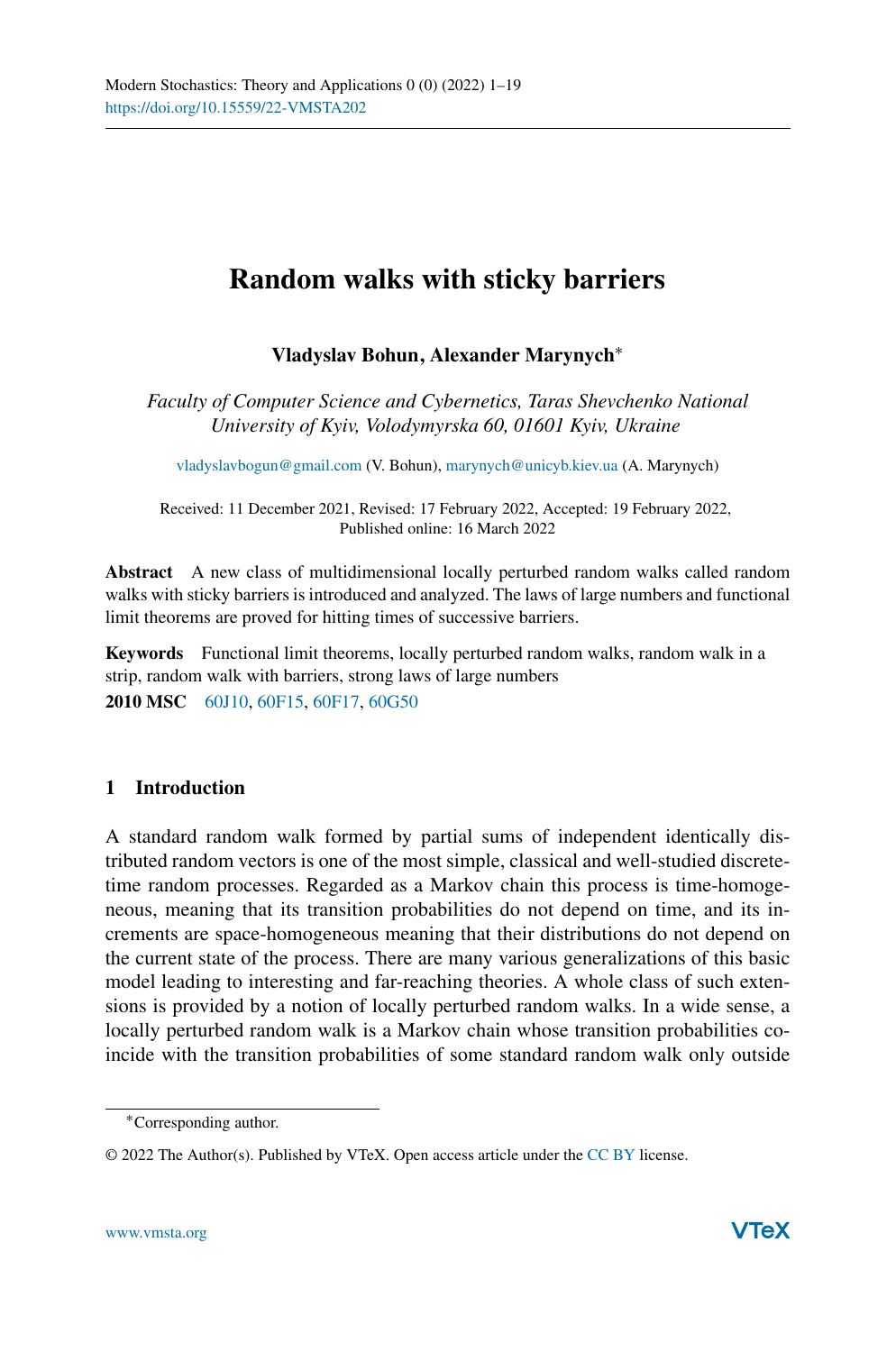# Random walks with sticky barriers

**Vladyslav Bohun, Alexander Marynych***

*Faculty of Computer Science and Cybernetics, Taras Shevchenko National University of Kyiv, Volodymyrska 60, 01601 Kyiv, Ukraine*

vladyslavbogun@gmail.com (V. Bohun), marynych@unicyb.kiev.ua (A. Marynych)

Received: 11 December 2021, Revised: 17 February 2022, Accepted: 19 February 2022,
Published online: 16 March 2022

**Abstract** A new class of multidimensional locally perturbed random walks called random walks with sticky barriers is introduced and analyzed. The laws of large numbers and functional limit theorems are proved for hitting times of successive barriers.

**Keywords** Functional limit theorems, locally perturbed random walks, random walk in a strip, random walk with barriers, strong laws of large numbers

**2010 MSC** 60J10, 60F15, 60F17, 60G50

## 1 Introduction

A standard random walk formed by partial sums of independent identically distributed random vectors is one of the most simple, classical and well-studied discrete-time random processes. Regarded as a Markov chain this process is time-homogeneous, meaning that its transition probabilities do not depend on time, and its increments are space-homogeneous meaning that their distributions do not depend on the current state of the process. There are many various generalizations of this basic model leading to interesting and far-reaching theories. A whole class of such extensions is provided by a notion of locally perturbed random walks. In a wide sense, a locally perturbed random walk is a Markov chain whose transition probabilities coincide with the transition probabilities of some standard random walk only outside

*Corresponding author.

© 2022 The Author(s). Published by VTeX. Open access article under the CC BY license.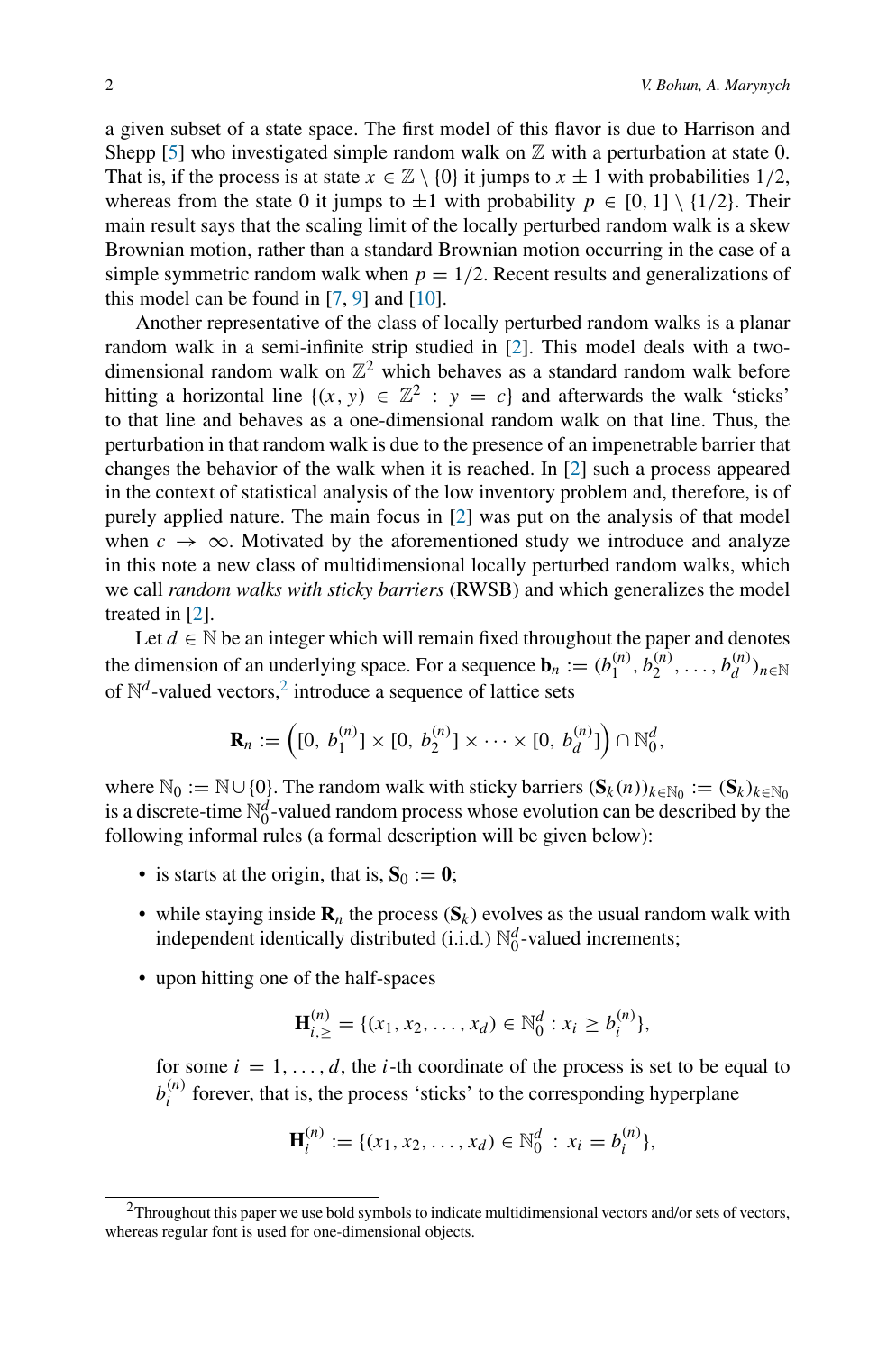a given subset of a state space. The first model of this flavor is due to Harrison and Shepp [5] who investigated simple random walk on $\mathbb{Z}$ with a perturbation at state 0. That is, if the process is at state $x \in \mathbb{Z} \setminus \{0\}$ it jumps to $x \pm 1$ with probabilities $1/2$, whereas from the state 0 it jumps to $\pm 1$ with probability $p \in [0, 1] \setminus \{1/2\}$. Their main result says that the scaling limit of the locally perturbed random walk is a skew Brownian motion, rather than a standard Brownian motion occurring in the case of a simple symmetric random walk when $p = 1/2$. Recent results and generalizations of this model can be found in [7, 9] and [10].

Another representative of the class of locally perturbed random walks is a planar random walk in a semi-infinite strip studied in [2]. This model deals with a two-dimensional random walk on $\mathbb{Z}^2$ which behaves as a standard random walk before hitting a horizontal line $\{(x, y) \in \mathbb{Z}^2 : y = c\}$ and afterwards the walk 'sticks' to that line and behaves as a one-dimensional random walk on that line. Thus, the perturbation in that random walk is due to the presence of an impenetrable barrier that changes the behavior of the walk when it is reached. In [2] such a process appeared in the context of statistical analysis of the low inventory problem and, therefore, is of purely applied nature. The main focus in [2] was put on the analysis of that model when $c \to \infty$. Motivated by the aforementioned study we introduce and analyze in this note a new class of multidimensional locally perturbed random walks, which we call *random walks with sticky barriers* (RWSB) and which generalizes the model treated in [2].

Let $d \in \mathbb{N}$ be an integer which will remain fixed throughout the paper and denotes the dimension of an underlying space. For a sequence $\mathbf{b}_n := (b_1^{(n)}, b_2^{(n)}, \ldots, b_d^{(n)})_{n\in\mathbb{N}}$ of $\mathbb{N}^d$-valued vectors,[2] introduce a sequence of lattice sets

$$\mathbf{R}_n := \Big([0,\, b_1^{(n)}] \times [0,\, b_2^{(n)}] \times \cdots \times [0,\, b_d^{(n)}]\Big) \cap \mathbb{N}_0^d,$$

where $\mathbb{N}_0 := \mathbb{N} \cup \{0\}$. The random walk with sticky barriers $(\mathbf{S}_k(n))_{k\in\mathbb{N}_0} := (\mathbf{S}_k)_{k\in\mathbb{N}_0}$ is a discrete-time $\mathbb{N}_0^d$-valued random process whose evolution can be described by the following informal rules (a formal description will be given below):

- is starts at the origin, that is, $\mathbf{S}_0 := \mathbf{0}$;
- while staying inside $\mathbf{R}_n$ the process $(\mathbf{S}_k)$ evolves as the usual random walk with independent identically distributed (i.i.d.) $\mathbb{N}_0^d$-valued increments;
- upon hitting one of the half-spaces

$$\mathbf{H}_{i,\geq}^{(n)} = \{(x_1, x_2, \ldots, x_d) \in \mathbb{N}_0^d : x_i \geq b_i^{(n)}\},$$

  for some $i = 1, \ldots, d$, the $i$-th coordinate of the process is set to be equal to $b_i^{(n)}$ forever, that is, the process 'sticks' to the corresponding hyperplane

$$\mathbf{H}_i^{(n)} := \{(x_1, x_2, \ldots, x_d) \in \mathbb{N}_0^d \; : \; x_i = b_i^{(n)}\},$$

[2] Throughout this paper we use bold symbols to indicate multidimensional vectors and/or sets of vectors, whereas regular font is used for one-dimensional objects.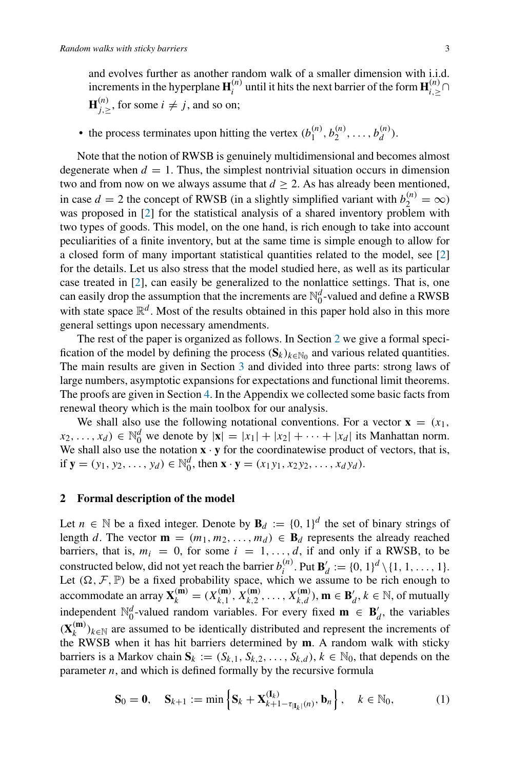and evolves further as another random walk of a smaller dimension with i.i.d. increments in the hyperplane $\mathbf{H}_i^{(n)}$ until it hits the next barrier of the form $\mathbf{H}_{i,\geq}^{(n)} \cap \mathbf{H}_{j,\geq}^{(n)}$, for some $i \neq j$, and so on;

- the process terminates upon hitting the vertex $(b_1^{(n)}, b_2^{(n)}, \dots, b_d^{(n)})$.

Note that the notion of RWSB is genuinely multidimensional and becomes almost degenerate when $d = 1$. Thus, the simplest nontrivial situation occurs in dimension two and from now on we always assume that $d \geq 2$. As has already been mentioned, in case $d = 2$ the concept of RWSB (in a slightly simplified variant with $b_2^{(n)} = \infty$) was proposed in [2] for the statistical analysis of a shared inventory problem with two types of goods. This model, on the one hand, is rich enough to take into account peculiarities of a finite inventory, but at the same time is simple enough to allow for a closed form of many important statistical quantities related to the model, see [2] for the details. Let us also stress that the model studied here, as well as its particular case treated in [2], can easily be generalized to the nonlattice settings. That is, one can easily drop the assumption that the increments are $\mathbb{N}_0^d$-valued and define a RWSB with state space $\mathbb{R}^d$. Most of the results obtained in this paper hold also in this more general settings upon necessary amendments.

The rest of the paper is organized as follows. In Section 2 we give a formal specification of the model by defining the process $(\mathbf{S}_k)_{k \in \mathbb{N}_0}$ and various related quantities. The main results are given in Section 3 and divided into three parts: strong laws of large numbers, asymptotic expansions for expectations and functional limit theorems. The proofs are given in Section 4. In the Appendix we collected some basic facts from renewal theory which is the main toolbox for our analysis.

We shall also use the following notational conventions. For a vector $\mathbf{x} = (x_1, x_2, \dots, x_d) \in \mathbb{N}_0^d$ we denote by $|\mathbf{x}| = |x_1| + |x_2| + \dots + |x_d|$ its Manhattan norm. We shall also use the notation $\mathbf{x} \cdot \mathbf{y}$ for the coordinatewise product of vectors, that is, if $\mathbf{y} = (y_1, y_2, \dots, y_d) \in \mathbb{N}_0^d$, then $\mathbf{x} \cdot \mathbf{y} = (x_1 y_1, x_2 y_2, \dots, x_d y_d)$.

## 2 Formal description of the model

Let $n \in \mathbb{N}$ be a fixed integer. Denote by $\mathbf{B}_d := \{0, 1\}^d$ the set of binary strings of length $d$. The vector $\mathbf{m} = (m_1, m_2, \dots, m_d) \in \mathbf{B}_d$ represents the already reached barriers, that is, $m_i = 0$, for some $i = 1, \dots, d$, if and only if a RWSB, to be constructed below, did not yet reach the barrier $b_i^{(n)}$. Put $\mathbf{B}'_d := \{0, 1\}^d \setminus \{1, 1, \dots, 1\}$. Let $(\Omega, \mathcal{F}, \mathbb{P})$ be a fixed probability space, which we assume to be rich enough to accommodate an array $\mathbf{X}_k^{(\mathbf{m})} = (X_{k,1}^{(\mathbf{m})}, X_{k,2}^{(\mathbf{m})}, \dots, X_{k,d}^{(\mathbf{m})})$, $\mathbf{m} \in \mathbf{B}'_d$, $k \in \mathbb{N}$, of mutually independent $\mathbb{N}_0^d$-valued random variables. For every fixed $\mathbf{m} \in \mathbf{B}'_d$, the variables $(\mathbf{X}_k^{(\mathbf{m})})_{k \in \mathbb{N}}$ are assumed to be identically distributed and represent the increments of the RWSB when it has hit barriers determined by $\mathbf{m}$. A random walk with sticky barriers is a Markov chain $\mathbf{S}_k := (S_{k,1}, S_{k,2}, \dots, S_{k,d})$, $k \in \mathbb{N}_0$, that depends on the parameter $n$, and which is defined formally by the recursive formula

$$\mathbf{S}_0 = \mathbf{0}, \quad \mathbf{S}_{k+1} := \min \left\{ \mathbf{S}_k + \mathbf{X}_{k+1-\tau_{|\mathbf{I}_k|}(n)}^{(\mathbf{I}_k)}, \mathbf{b}_n \right\}, \quad k \in \mathbb{N}_0, \tag{1}$$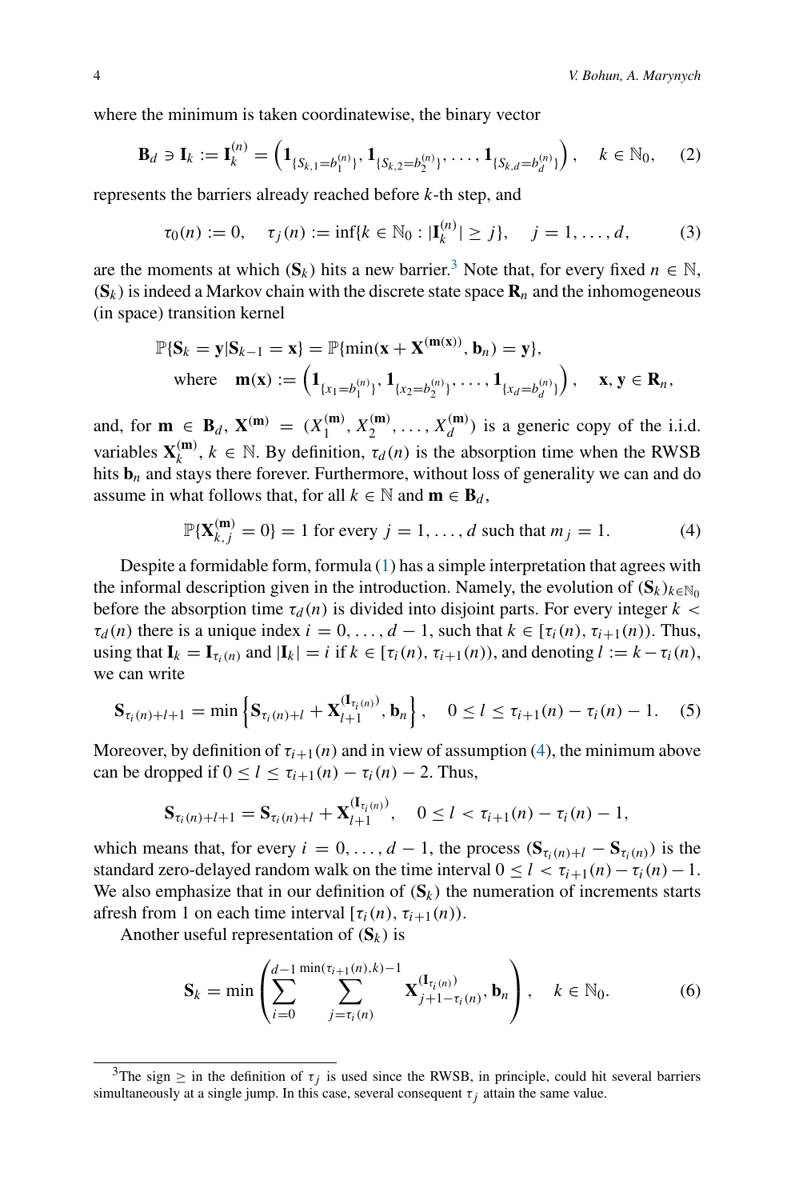where the minimum is taken coordinatewise, the binary vector

$$\mathbf{B}_d \ni \mathbf{I}_k := \mathbf{I}_k^{(n)} = \left(\mathbf{1}_{\{S_{k,1}=b_1^{(n)}\}}, \mathbf{1}_{\{S_{k,2}=b_2^{(n)}\}}, \ldots, \mathbf{1}_{\{S_{k,d}=b_d^{(n)}\}}\right), \quad k \in \mathbb{N}_0, \tag{2}$$

represents the barriers already reached before $k$-th step, and

$$\tau_0(n) := 0, \quad \tau_j(n) := \inf\{k \in \mathbb{N}_0 : |\mathbf{I}_k^{(n)}| \geq j\}, \quad j = 1, \ldots, d, \tag{3}$$

are the moments at which $(\mathbf{S}_k)$ hits a new barrier.[3] Note that, for every fixed $n \in \mathbb{N}$, $(\mathbf{S}_k)$ is indeed a Markov chain with the discrete state space $\mathbf{R}_n$ and the inhomogeneous (in space) transition kernel

$$\begin{aligned}
&\mathbb{P}\{\mathbf{S}_k = \mathbf{y} | \mathbf{S}_{k-1} = \mathbf{x}\} = \mathbb{P}\{\min(\mathbf{x} + \mathbf{X}^{(\mathbf{m}(\mathbf{x}))}, \mathbf{b}_n) = \mathbf{y}\},\\
&\quad \text{where} \quad \mathbf{m}(\mathbf{x}) := \left(\mathbf{1}_{\{x_1=b_1^{(n)}\}}, \mathbf{1}_{\{x_2=b_2^{(n)}\}}, \ldots, \mathbf{1}_{\{x_d=b_d^{(n)}\}}\right), \quad \mathbf{x}, \mathbf{y} \in \mathbf{R}_n,
\end{aligned}$$

and, for $\mathbf{m} \in \mathbf{B}_d$, $\mathbf{X}^{(\mathbf{m})} = (X_1^{(\mathbf{m})}, X_2^{(\mathbf{m})}, \ldots, X_d^{(\mathbf{m})})$ is a generic copy of the i.i.d. variables $\mathbf{X}_k^{(\mathbf{m})}$, $k \in \mathbb{N}$. By definition, $\tau_d(n)$ is the absorption time when the RWSB hits $\mathbf{b}_n$ and stays there forever. Furthermore, without loss of generality we can and do assume in what follows that, for all $k \in \mathbb{N}$ and $\mathbf{m} \in \mathbf{B}_d$,

$$\mathbb{P}\{\mathbf{X}_{k,j}^{(\mathbf{m})} = 0\} = 1 \text{ for every } j = 1, \ldots, d \text{ such that } m_j = 1. \tag{4}$$

Despite a formidable form, formula (1) has a simple interpretation that agrees with the informal description given in the introduction. Namely, the evolution of $(\mathbf{S}_k)_{k\in\mathbb{N}_0}$ before the absorption time $\tau_d(n)$ is divided into disjoint parts. For every integer $k < \tau_d(n)$ there is a unique index $i = 0, \ldots, d-1$, such that $k \in [\tau_i(n), \tau_{i+1}(n))$. Thus, using that $\mathbf{I}_k = \mathbf{I}_{\tau_i(n)}$ and $|\mathbf{I}_k| = i$ if $k \in [\tau_i(n), \tau_{i+1}(n))$, and denoting $l := k - \tau_i(n)$, we can write

$$\mathbf{S}_{\tau_i(n)+l+1} = \min\left\{\mathbf{S}_{\tau_i(n)+l} + \mathbf{X}_{l+1}^{(\mathbf{I}_{\tau_i(n)})}, \mathbf{b}_n\right\}, \quad 0 \leq l \leq \tau_{i+1}(n) - \tau_i(n) - 1. \tag{5}$$

Moreover, by definition of $\tau_{i+1}(n)$ and in view of assumption (4), the minimum above can be dropped if $0 \leq l \leq \tau_{i+1}(n) - \tau_i(n) - 2$. Thus,

$$\mathbf{S}_{\tau_i(n)+l+1} = \mathbf{S}_{\tau_i(n)+l} + \mathbf{X}_{l+1}^{(\mathbf{I}_{\tau_i(n)})}, \quad 0 \leq l < \tau_{i+1}(n) - \tau_i(n) - 1,$$

which means that, for every $i = 0, \ldots, d-1$, the process $(\mathbf{S}_{\tau_i(n)+l} - \mathbf{S}_{\tau_i(n)})$ is the standard zero-delayed random walk on the time interval $0 \leq l < \tau_{i+1}(n) - \tau_i(n) - 1$. We also emphasize that in our definition of $(\mathbf{S}_k)$ the numeration of increments starts afresh from 1 on each time interval $[\tau_i(n), \tau_{i+1}(n))$.

Another useful representation of $(\mathbf{S}_k)$ is

$$\mathbf{S}_k = \min\left(\sum_{i=0}^{d-1} \sum_{j=\tau_i(n)}^{\min(\tau_{i+1}(n),k)-1} \mathbf{X}_{j+1-\tau_i(n)}^{(\mathbf{I}_{\tau_i(n)})}, \mathbf{b}_n\right), \quad k \in \mathbb{N}_0. \tag{6}$$

[3] The sign $\geq$ in the definition of $\tau_j$ is used since the RWSB, in principle, could hit several barriers simultaneously at a single jump. In this case, several consequent $\tau_j$ attain the same value.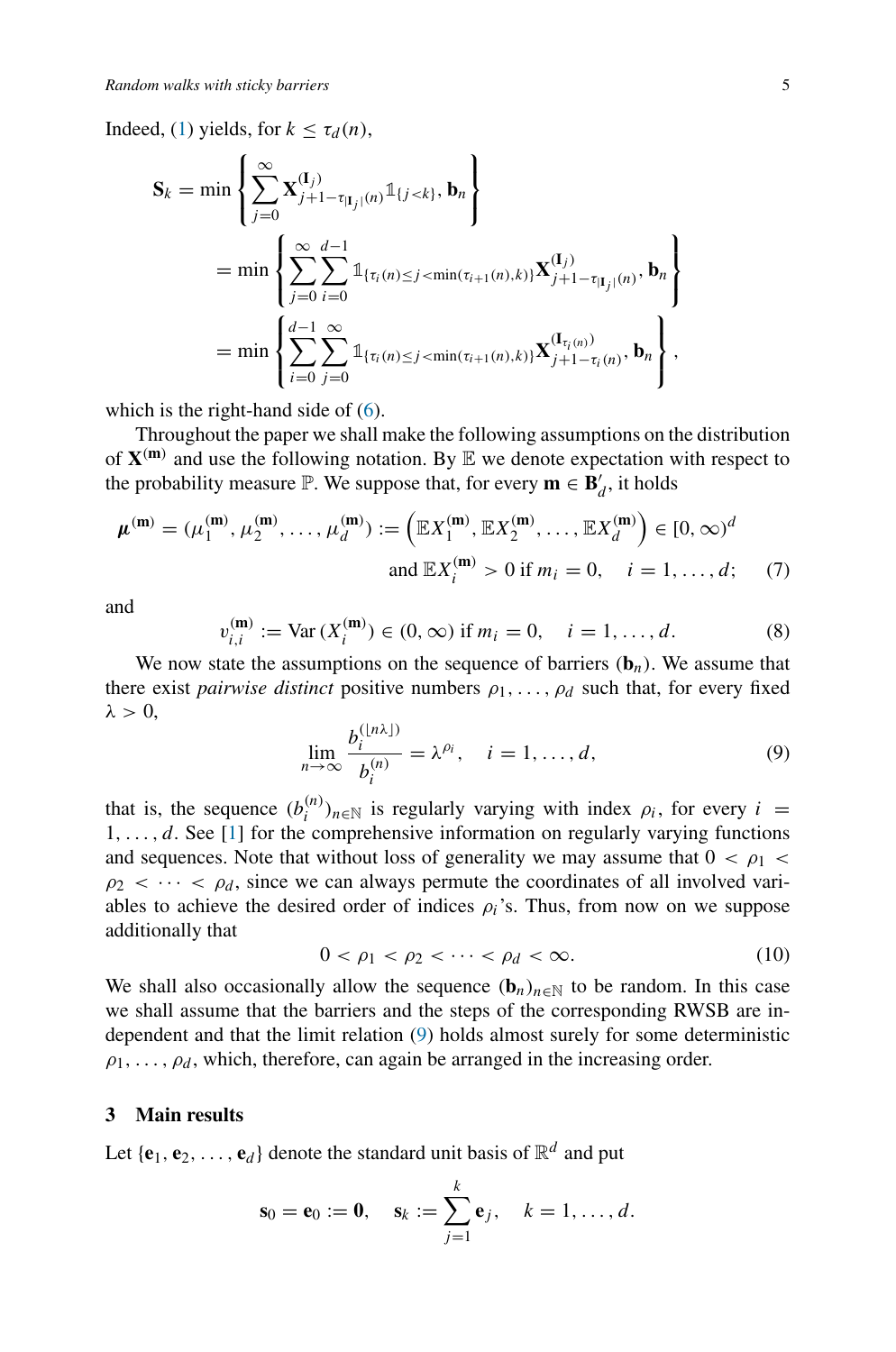Indeed, (1) yields, for $k \le \tau_d(n)$,

$$
\begin{aligned}
\mathbf{S}_k &= \min\left\{ \sum_{j=0}^{\infty} \mathbf{X}^{(\mathbf{I}_j)}_{j+1-\tau_{|\mathbf{I}_j|}(n)} \mathbb{1}_{\{j<k\}}, \mathbf{b}_n \right\} \\
&= \min\left\{ \sum_{j=0}^{\infty} \sum_{i=0}^{d-1} \mathbb{1}_{\{\tau_i(n)\le j<\min(\tau_{i+1}(n),k)\}} \mathbf{X}^{(\mathbf{I}_j)}_{j+1-\tau_{|\mathbf{I}_j|}(n)}, \mathbf{b}_n \right\} \\
&= \min\left\{ \sum_{i=0}^{d-1} \sum_{j=0}^{\infty} \mathbb{1}_{\{\tau_i(n)\le j<\min(\tau_{i+1}(n),k)\}} \mathbf{X}^{(\mathbf{I}_{\tau_i(n)})}_{j+1-\tau_i(n)}, \mathbf{b}_n \right\},
\end{aligned}
$$

which is the right-hand side of (6).

Throughout the paper we shall make the following assumptions on the distribution of $\mathbf{X}^{(\mathbf{m})}$ and use the following notation. By $\mathbb{E}$ we denote expectation with respect to the probability measure $\mathbb{P}$. We suppose that, for every $\mathbf{m} \in \mathbf{B}'_d$, it holds

$$
\boldsymbol{\mu}^{(\mathbf{m})} = (\mu^{(\mathbf{m})}_1, \mu^{(\mathbf{m})}_2, \dots, \mu^{(\mathbf{m})}_d) := \left(\mathbb{E}X^{(\mathbf{m})}_1, \mathbb{E}X^{(\mathbf{m})}_2, \dots, \mathbb{E}X^{(\mathbf{m})}_d\right) \in [0,\infty)^d
$$
$$
\text{and } \mathbb{E}X^{(\mathbf{m})}_i > 0 \text{ if } m_i = 0, \quad i = 1,\dots,d; \tag{7}
$$

and

$$
v^{(\mathbf{m})}_{i,i} := \operatorname{Var}(X^{(\mathbf{m})}_i) \in (0,\infty) \text{ if } m_i = 0, \quad i = 1,\dots,d. \tag{8}
$$

We now state the assumptions on the sequence of barriers $(\mathbf{b}_n)$. We assume that there exist *pairwise distinct* positive numbers $\rho_1, \dots, \rho_d$ such that, for every fixed $\lambda > 0$,

$$
\lim_{n\to\infty} \frac{b_i^{(\lfloor n\lambda \rfloor)}}{b_i^{(n)}} = \lambda^{\rho_i}, \quad i = 1,\dots,d, \tag{9}
$$

that is, the sequence $(b_i^{(n)})_{n\in\mathbb{N}}$ is regularly varying with index $\rho_i$, for every $i = 1,\dots,d$. See [1] for the comprehensive information on regularly varying functions and sequences. Note that without loss of generality we may assume that $0 < \rho_1 < \rho_2 < \cdots < \rho_d$, since we can always permute the coordinates of all involved variables to achieve the desired order of indices $\rho_i$'s. Thus, from now on we suppose additionally that

$$
0 < \rho_1 < \rho_2 < \cdots < \rho_d < \infty. \tag{10}
$$

We shall also occasionally allow the sequence $(\mathbf{b}_n)_{n\in\mathbb{N}}$ to be random. In this case we shall assume that the barriers and the steps of the corresponding RWSB are independent and that the limit relation (9) holds almost surely for some deterministic $\rho_1, \dots, \rho_d$, which, therefore, can again be arranged in the increasing order.

## 3 Main results

Let $\{\mathbf{e}_1, \mathbf{e}_2, \dots, \mathbf{e}_d\}$ denote the standard unit basis of $\mathbb{R}^d$ and put

$$
\mathbf{s}_0 = \mathbf{e}_0 := \mathbf{0}, \quad \mathbf{s}_k := \sum_{j=1}^{k} \mathbf{e}_j, \quad k = 1,\dots,d.
$$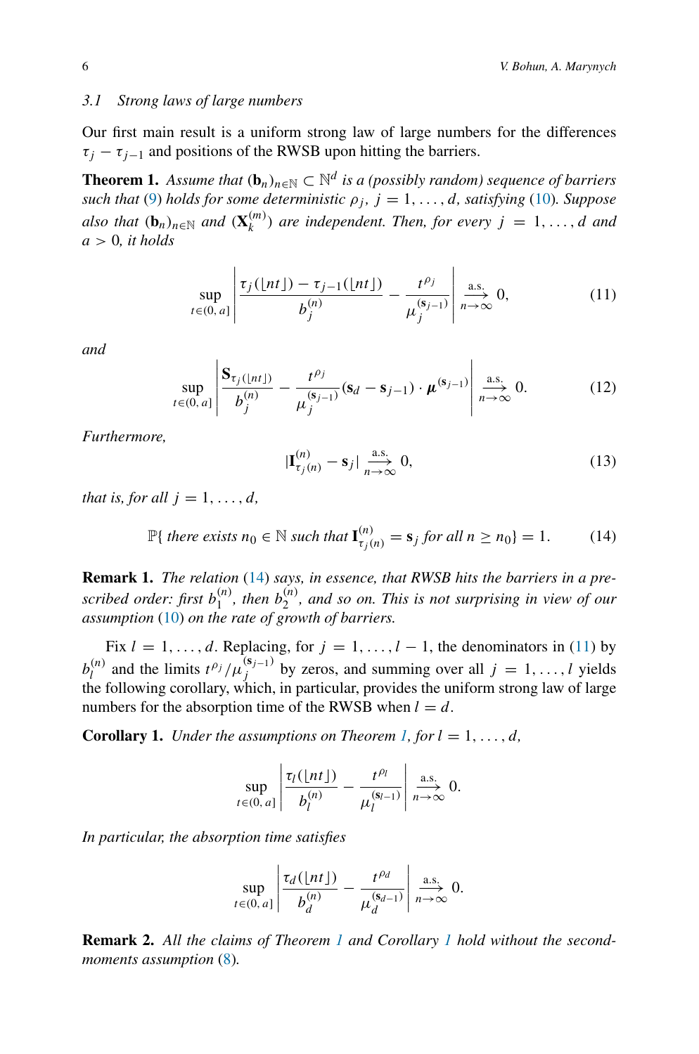### 3.1 Strong laws of large numbers

Our first main result is a uniform strong law of large numbers for the differences $\tau_j - \tau_{j-1}$ and positions of the RWSB upon hitting the barriers.

**Theorem 1.** *Assume that $(\mathbf{b}_n)_{n\in\mathbb{N}} \subset \mathbb{N}^d$ is a (possibly random) sequence of barriers such that (9) holds for some deterministic $\rho_j$, $j = 1, \ldots, d$, satisfying (10). Suppose also that $(\mathbf{b}_n)_{n\in\mathbb{N}}$ and $(\mathbf{X}_k^{(m)})$ are independent. Then, for every $j = 1, \ldots, d$ and $a > 0$, it holds*

$$\sup_{t\in(0,\,a]} \left| \frac{\tau_j(\lfloor nt \rfloor) - \tau_{j-1}(\lfloor nt \rfloor)}{b_j^{(n)}} - \frac{t^{\rho_j}}{\mu_j^{(\mathbf{s}_{j-1})}} \right| \overset{\text{a.s.}}{\underset{n\to\infty}{\longrightarrow}} 0, \tag{11}$$

*and*

$$\sup_{t\in(0,\,a]} \left| \frac{\mathbf{S}_{\tau_j(\lfloor nt \rfloor)}}{b_j^{(n)}} - \frac{t^{\rho_j}}{\mu_j^{(\mathbf{s}_{j-1})}} (\mathbf{s}_d - \mathbf{s}_{j-1}) \cdot \boldsymbol{\mu}^{(\mathbf{s}_{j-1})} \right| \overset{\text{a.s.}}{\underset{n\to\infty}{\longrightarrow}} 0. \tag{12}$$

*Furthermore,*

$$|\mathbf{I}_{\tau_j(n)}^{(n)} - \mathbf{s}_j| \overset{\text{a.s.}}{\underset{n\to\infty}{\longrightarrow}} 0, \tag{13}$$

*that is, for all $j = 1, \ldots, d$,*

$$\mathbb{P}\{\text{ there exists } n_0 \in \mathbb{N} \text{ such that } \mathbf{I}_{\tau_j(n)}^{(n)} = \mathbf{s}_j \text{ for all } n \geq n_0\} = 1. \tag{14}$$

**Remark 1.** *The relation (14) says, in essence, that RWSB hits the barriers in a prescribed order: first $b_1^{(n)}$, then $b_2^{(n)}$, and so on. This is not surprising in view of our assumption (10) on the rate of growth of barriers.*

Fix $l = 1, \ldots, d$. Replacing, for $j = 1, \ldots, l-1$, the denominators in (11) by $b_l^{(n)}$ and the limits $t^{\rho_j}/\mu_j^{(\mathbf{s}_{j-1})}$ by zeros, and summing over all $j = 1, \ldots, l$ yields the following corollary, which, in particular, provides the uniform strong law of large numbers for the absorption time of the RWSB when $l = d$.

**Corollary 1.** *Under the assumptions on Theorem 1, for $l = 1, \ldots, d$,*

$$\sup_{t\in(0,\,a]} \left| \frac{\tau_l(\lfloor nt \rfloor)}{b_l^{(n)}} - \frac{t^{\rho_l}}{\mu_l^{(\mathbf{s}_{l-1})}} \right| \overset{\text{a.s.}}{\underset{n\to\infty}{\longrightarrow}} 0.$$

*In particular, the absorption time satisfies*

$$\sup_{t\in(0,\,a]} \left| \frac{\tau_d(\lfloor nt \rfloor)}{b_d^{(n)}} - \frac{t^{\rho_d}}{\mu_d^{(\mathbf{s}_{d-1})}} \right| \overset{\text{a.s.}}{\underset{n\to\infty}{\longrightarrow}} 0.$$

**Remark 2.** *All the claims of Theorem 1 and Corollary 1 hold without the second-moments assumption (8).*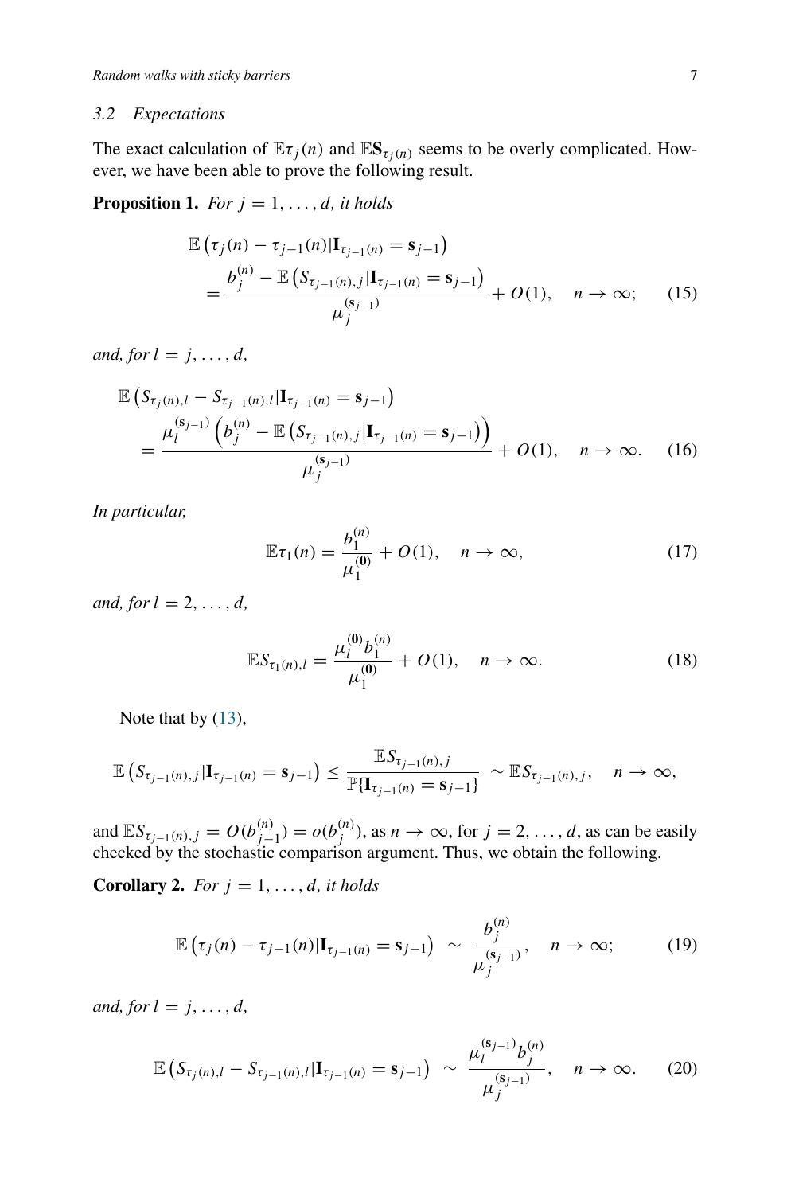### 3.2 Expectations

The exact calculation of $\mathbb{E}\tau_j(n)$ and $\mathbb{E}\mathbf{S}_{\tau_j(n)}$ seems to be overly complicated. However, we have been able to prove the following result.

**Proposition 1.** *For $j = 1, \ldots, d$, it holds*

$$\mathbb{E}\left(\tau_j(n) - \tau_{j-1}(n) | \mathbf{I}_{\tau_{j-1}(n)} = \mathbf{s}_{j-1}\right) = \frac{b_j^{(n)} - \mathbb{E}\left(S_{\tau_{j-1}(n),j} | \mathbf{I}_{\tau_{j-1}(n)} = \mathbf{s}_{j-1}\right)}{\mu_j^{(\mathbf{s}_{j-1})}} + O(1), \quad n \to \infty; \tag{15}$$

*and, for $l = j, \ldots, d$,*

$$\mathbb{E}\left(S_{\tau_j(n),l} - S_{\tau_{j-1}(n),l} | \mathbf{I}_{\tau_{j-1}(n)} = \mathbf{s}_{j-1}\right) = \frac{\mu_l^{(\mathbf{s}_{j-1})}\left(b_j^{(n)} - \mathbb{E}\left(S_{\tau_{j-1}(n),j} | \mathbf{I}_{\tau_{j-1}(n)} = \mathbf{s}_{j-1}\right)\right)}{\mu_j^{(\mathbf{s}_{j-1})}} + O(1), \quad n \to \infty. \tag{16}$$

*In particular,*

$$\mathbb{E}\tau_1(n) = \frac{b_1^{(n)}}{\mu_1^{(\mathbf{0})}} + O(1), \quad n \to \infty, \tag{17}$$

*and, for $l = 2, \ldots, d$,*

$$\mathbb{E}S_{\tau_1(n),l} = \frac{\mu_l^{(\mathbf{0})} b_1^{(n)}}{\mu_1^{(\mathbf{0})}} + O(1), \quad n \to \infty. \tag{18}$$

Note that by (13),

$$\mathbb{E}\left(S_{\tau_{j-1}(n),j} | \mathbf{I}_{\tau_{j-1}(n)} = \mathbf{s}_{j-1}\right) \leq \frac{\mathbb{E}S_{\tau_{j-1}(n),j}}{\mathbb{P}\{\mathbf{I}_{\tau_{j-1}(n)} = \mathbf{s}_{j-1}\}} \sim \mathbb{E}S_{\tau_{j-1}(n),j}, \quad n \to \infty,$$

and $\mathbb{E}S_{\tau_{j-1}(n),j} = O(b_{j-1}^{(n)}) = o(b_j^{(n)})$, as $n \to \infty$, for $j = 2, \ldots, d$, as can be easily checked by the stochastic comparison argument. Thus, we obtain the following.

**Corollary 2.** *For $j = 1, \ldots, d$, it holds*

$$\mathbb{E}\left(\tau_j(n) - \tau_{j-1}(n) | \mathbf{I}_{\tau_{j-1}(n)} = \mathbf{s}_{j-1}\right) \sim \frac{b_j^{(n)}}{\mu_j^{(\mathbf{s}_{j-1})}}, \quad n \to \infty; \tag{19}$$

*and, for $l = j, \ldots, d$,*

$$\mathbb{E}\left(S_{\tau_j(n),l} - S_{\tau_{j-1}(n),l} | \mathbf{I}_{\tau_{j-1}(n)} = \mathbf{s}_{j-1}\right) \sim \frac{\mu_l^{(\mathbf{s}_{j-1})} b_j^{(n)}}{\mu_j^{(\mathbf{s}_{j-1})}}, \quad n \to \infty. \tag{20}$$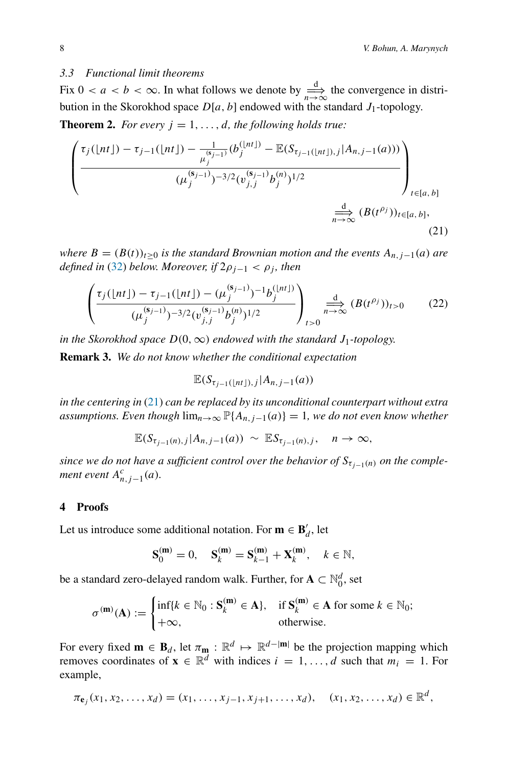### 3.3 Functional limit theorems

Fix $0 < a < b < \infty$. In what follows we denote by $\underset{n\to\infty}{\overset{\mathrm{d}}{\Longrightarrow}}$ the convergence in distribution in the Skorokhod space $D[a,b]$ endowed with the standard $J_1$-topology.

**Theorem 2.** *For every $j = 1, \ldots, d$, the following holds true:*

$$\left(\frac{\tau_j(\lfloor nt\rfloor) - \tau_{j-1}(\lfloor nt\rfloor) - \frac{1}{\mu_j^{(\mathbf{s}_{j-1})}}\left(b_j^{(\lfloor nt\rfloor)} - \mathbb{E}(S_{\tau_{j-1}(\lfloor nt\rfloor),j}|A_{n,j-1}(a))\right)}{(\mu_j^{(\mathbf{s}_{j-1})})^{-3/2}(v_{j,j}^{(\mathbf{s}_{j-1})} b_j^{(n)})^{1/2}}\right)_{t\in[a,b]} \underset{n\to\infty}{\overset{\mathrm{d}}{\Longrightarrow}} (B(t^{\rho_j}))_{t\in[a,b]}, \tag{21}$$

*where $B = (B(t))_{t\geq 0}$ is the standard Brownian motion and the events $A_{n,j-1}(a)$ are defined in (32) below. Moreover, if $2\rho_{j-1} < \rho_j$, then*

$$\left(\frac{\tau_j(\lfloor nt\rfloor) - \tau_{j-1}(\lfloor nt\rfloor) - (\mu_j^{(\mathbf{s}_{j-1})})^{-1} b_j^{(\lfloor nt\rfloor)}}{(\mu_j^{(\mathbf{s}_{j-1})})^{-3/2}(v_{j,j}^{(\mathbf{s}_{j-1})} b_j^{(n)})^{1/2}}\right)_{t>0} \underset{n\to\infty}{\overset{\mathrm{d}}{\Longrightarrow}} (B(t^{\rho_j}))_{t>0} \tag{22}$$

*in the Skorokhod space $D(0,\infty)$ endowed with the standard $J_1$-topology.*

**Remark 3.** *We do not know whether the conditional expectation*

$$\mathbb{E}(S_{\tau_{j-1}(\lfloor nt\rfloor),j}|A_{n,j-1}(a))$$

*in the centering in (21) can be replaced by its unconditional counterpart without extra assumptions. Even though $\lim_{n\to\infty}\mathbb{P}\{A_{n,j-1}(a)\} = 1$, we do not even know whether*

$$\mathbb{E}(S_{\tau_{j-1}(n),j}|A_{n,j-1}(a)) \sim \mathbb{E}S_{\tau_{j-1}(n),j}, \quad n\to\infty,$$

*since we do not have a sufficient control over the behavior of $S_{\tau_{j-1}(n)}$ on the complement event $A_{n,j-1}^c(a)$.*

## 4 Proofs

Let us introduce some additional notation. For $\mathbf{m} \in \mathbf{B}'_d$, let

$$\mathbf{S}_0^{(\mathbf{m})} = 0, \quad \mathbf{S}_k^{(\mathbf{m})} = \mathbf{S}_{k-1}^{(\mathbf{m})} + \mathbf{X}_k^{(\mathbf{m})}, \quad k\in\mathbb{N},$$

be a standard zero-delayed random walk. Further, for $\mathbf{A} \subset \mathbb{N}_0^d$, set

$$\sigma^{(\mathbf{m})}(\mathbf{A}) := \begin{cases} \inf\{k\in\mathbb{N}_0 : \mathbf{S}_k^{(\mathbf{m})} \in \mathbf{A}\}, & \text{if } \mathbf{S}_k^{(\mathbf{m})} \in \mathbf{A} \text{ for some } k\in\mathbb{N}_0; \\ +\infty, & \text{otherwise.} \end{cases}$$

For every fixed $\mathbf{m} \in \mathbf{B}_d$, let $\pi_{\mathbf{m}} : \mathbb{R}^d \mapsto \mathbb{R}^{d-|\mathbf{m}|}$ be the projection mapping which removes coordinates of $\mathbf{x} \in \mathbb{R}^d$ with indices $i = 1, \ldots, d$ such that $m_i = 1$. For example,

$$\pi_{\mathbf{e}_j}(x_1, x_2, \ldots, x_d) = (x_1, \ldots, x_{j-1}, x_{j+1}, \ldots, x_d), \quad (x_1, x_2, \ldots, x_d) \in \mathbb{R}^d,$$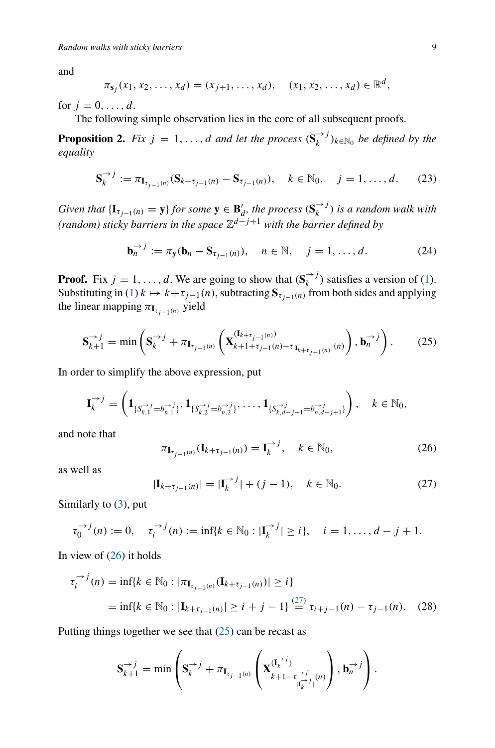and

$$\pi_{\mathbf{s}_j}(x_1, x_2, \dots, x_d) = (x_{j+1}, \dots, x_d), \quad (x_1, x_2, \dots, x_d) \in \mathbb{R}^d,$$

for $j = 0, \dots, d$.

The following simple observation lies in the core of all subsequent proofs.

**Proposition 2.** *Fix $j = 1, \dots, d$ and let the process $(\mathbf{S}_k^{\to j})_{k \in \mathbb{N}_0}$ be defined by the equality*

$$\mathbf{S}_k^{\to j} := \pi_{\mathbf{I}_{\tau_{j-1}(n)}}(\mathbf{S}_{k+\tau_{j-1}(n)} - \mathbf{S}_{\tau_{j-1}(n)}), \quad k \in \mathbb{N}_0, \quad j = 1, \dots, d. \tag{23}$$

*Given that $\{\mathbf{I}_{\tau_{j-1}(n)} = \mathbf{y}\}$ for some $\mathbf{y} \in \mathbf{B}'_d$, the process $(\mathbf{S}_k^{\to j})$ is a random walk with (random) sticky barriers in the space $\mathbb{Z}^{d-j+1}$ with the barrier defined by*

$$\mathbf{b}_n^{\to j} := \pi_{\mathbf{y}}(\mathbf{b}_n - \mathbf{S}_{\tau_{j-1}(n)}), \quad n \in \mathbb{N}, \quad j = 1, \dots, d. \tag{24}$$

**Proof.** Fix $j = 1, \dots, d$. We are going to show that $(\mathbf{S}_k^{\to j})$ satisfies a version of (1). Substituting in (1) $k \mapsto k + \tau_{j-1}(n)$, subtracting $\mathbf{S}_{\tau_{j-1}(n)}$ from both sides and applying the linear mapping $\pi_{\mathbf{I}_{\tau_{j-1}(n)}}$ yield

$$\mathbf{S}_{k+1}^{\to j} = \min\left(\mathbf{S}_k^{\to j} + \pi_{\mathbf{I}_{\tau_{j-1}(n)}}\left(\mathbf{X}_{k+1+\tau_{j-1}(n)-\tau_{|\mathbf{I}_{k+\tau_{j-1}(n)}|}(n)}^{(\mathbf{I}_{k+\tau_{j-1}(n)})}\right), \mathbf{b}_n^{\to j}\right). \tag{25}$$

In order to simplify the above expression, put

$$\mathbf{I}_k^{\to j} = \left(\mathbf{1}_{\{S_{k,1}^{\to j} = b_{n,1}^{\to j}\}}, \mathbf{1}_{\{S_{k,2}^{\to j} = b_{n,2}^{\to j}\}}, \dots, \mathbf{1}_{\{S_{k,d-j+1}^{\to j} = b_{n,d-j+1}^{\to j}\}}\right), \quad k \in \mathbb{N}_0,$$

and note that

$$\pi_{\mathbf{I}_{\tau_{j-1}(n)}}(\mathbf{I}_{k+\tau_{j-1}(n)}) = \mathbf{I}_k^{\to j}, \quad k \in \mathbb{N}_0, \tag{26}$$

as well as

$$|\mathbf{I}_{k+\tau_{j-1}(n)}| = |\mathbf{I}_k^{\to j}| + (j-1), \quad k \in \mathbb{N}_0. \tag{27}$$

Similarly to (3), put

$$\tau_0^{\to j}(n) := 0, \quad \tau_i^{\to j}(n) := \inf\{k \in \mathbb{N}_0 : |\mathbf{I}_k^{\to j}| \geq i\}, \quad i = 1, \dots, d-j+1.$$

In view of (26) it holds

$$\begin{aligned}
\tau_i^{\to j}(n) &= \inf\{k \in \mathbb{N}_0 : |\pi_{\mathbf{I}_{\tau_{j-1}(n)}}(\mathbf{I}_{k+\tau_{j-1}(n)})| \geq i\} \\
&= \inf\{k \in \mathbb{N}_0 : |\mathbf{I}_{k+\tau_{j-1}(n)}| \geq i + j - 1\} \overset{(27)}{=} \tau_{i+j-1}(n) - \tau_{j-1}(n).
\end{aligned} \tag{28}$$

Putting things together we see that (25) can be recast as

$$\mathbf{S}_{k+1}^{\to j} = \min\left(\mathbf{S}_k^{\to j} + \pi_{\mathbf{I}_{\tau_{j-1}(n)}}\left(\mathbf{X}_{k+1-\tau_{|\mathbf{I}_k^{\to j}|}^{\to j}(n)}^{(\mathbf{I}_k^{\to j})}\right), \mathbf{b}_n^{\to j}\right).$$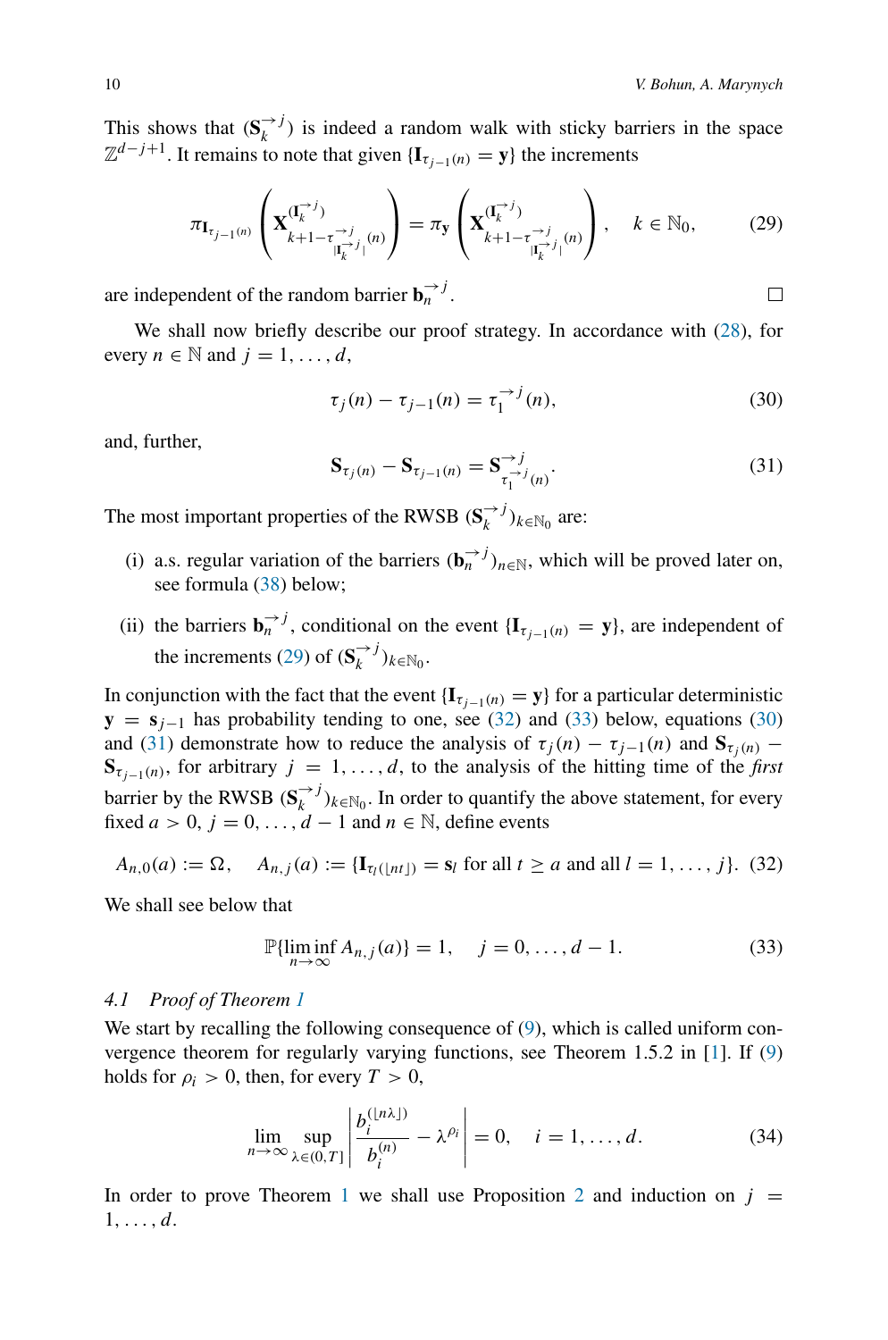This shows that $(\mathbf{S}_k^{\to j})$ is indeed a random walk with sticky barriers in the space $\mathbb{Z}^{d-j+1}$. It remains to note that given $\{\mathbf{I}_{\tau_{j-1}(n)} = \mathbf{y}\}$ the increments

$$\pi_{\mathbf{I}_{\tau_{j-1}(n)}}\left(\mathbf{X}^{(\mathbf{I}_k^{\to j})}_{k+1-\tau^{\to j}_{|\mathbf{I}_k^{\to j}|}(n)}\right) = \pi_{\mathbf{y}}\left(\mathbf{X}^{(\mathbf{I}_k^{\to j})}_{k+1-\tau^{\to j}_{|\mathbf{I}_k^{\to j}|}(n)}\right), \quad k \in \mathbb{N}_0, \tag{29}$$

are independent of the random barrier $\mathbf{b}_n^{\to j}$. $\square$

We shall now briefly describe our proof strategy. In accordance with (28), for every $n \in \mathbb{N}$ and $j = 1, \ldots, d$,

$$\tau_j(n) - \tau_{j-1}(n) = \tau_1^{\to j}(n), \tag{30}$$

and, further,

$$\mathbf{S}_{\tau_j(n)} - \mathbf{S}_{\tau_{j-1}(n)} = \mathbf{S}^{\to j}_{\tau_1^{\to j}(n)}. \tag{31}$$

The most important properties of the RWSB $(\mathbf{S}_k^{\to j})_{k\in\mathbb{N}_0}$ are:

(i) a.s. regular variation of the barriers $(\mathbf{b}_n^{\to j})_{n\in\mathbb{N}}$, which will be proved later on, see formula (38) below;

(ii) the barriers $\mathbf{b}_n^{\to j}$, conditional on the event $\{\mathbf{I}_{\tau_{j-1}(n)} = \mathbf{y}\}$, are independent of the increments (29) of $(\mathbf{S}_k^{\to j})_{k\in\mathbb{N}_0}$.

In conjunction with the fact that the event $\{\mathbf{I}_{\tau_{j-1}(n)} = \mathbf{y}\}$ for a particular deterministic $\mathbf{y} = \mathbf{s}_{j-1}$ has probability tending to one, see (32) and (33) below, equations (30) and (31) demonstrate how to reduce the analysis of $\tau_j(n) - \tau_{j-1}(n)$ and $\mathbf{S}_{\tau_j(n)} - \mathbf{S}_{\tau_{j-1}(n)}$, for arbitrary $j = 1, \ldots, d$, to the analysis of the hitting time of the *first* barrier by the RWSB $(\mathbf{S}_k^{\to j})_{k\in\mathbb{N}_0}$. In order to quantify the above statement, for every fixed $a > 0$, $j = 0, \ldots, d-1$ and $n \in \mathbb{N}$, define events

$$A_{n,0}(a) := \Omega, \quad A_{n,j}(a) := \{\mathbf{I}_{\tau_l(\lfloor nt \rfloor)} = \mathbf{s}_l \text{ for all } t \geq a \text{ and all } l = 1, \ldots, j\}. \tag{32}$$

We shall see below that

$$\mathbb{P}\{\liminf_{n\to\infty} A_{n,j}(a)\} = 1, \quad j = 0, \ldots, d-1. \tag{33}$$

### 4.1 *Proof of Theorem 1*

We start by recalling the following consequence of (9), which is called uniform convergence theorem for regularly varying functions, see Theorem 1.5.2 in [1]. If (9) holds for $\rho_i > 0$, then, for every $T > 0$,

$$\lim_{n\to\infty} \sup_{\lambda\in(0,T]} \left| \frac{b_i^{(\lfloor n\lambda \rfloor)}}{b_i^{(n)}} - \lambda^{\rho_i} \right| = 0, \quad i = 1, \ldots, d. \tag{34}$$

In order to prove Theorem 1 we shall use Proposition 2 and induction on $j = 1, \ldots, d$.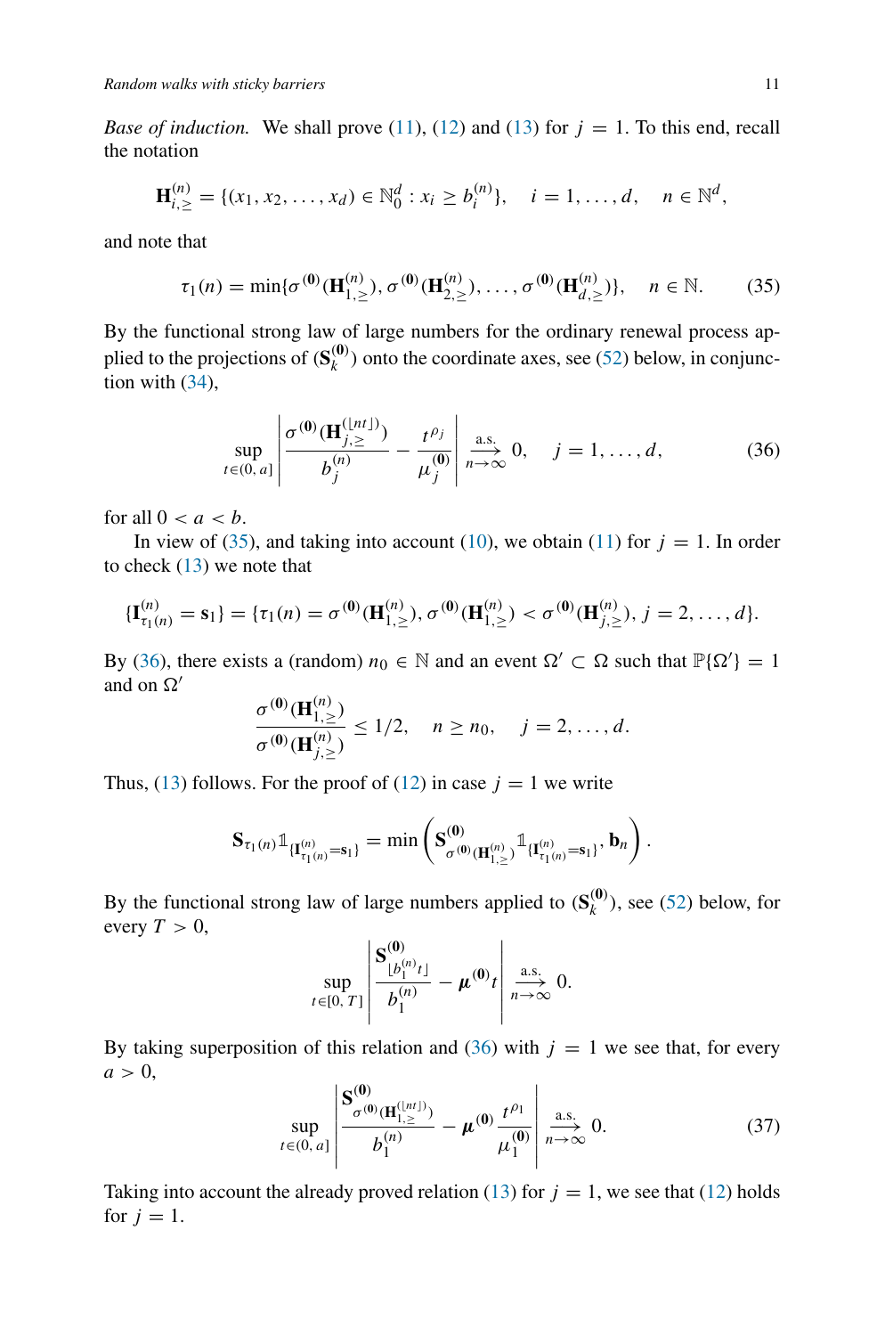*Base of induction.* We shall prove (11), (12) and (13) for $j = 1$. To this end, recall the notation

$$\mathbf{H}^{(n)}_{i,\geq} = \{(x_1, x_2, \ldots, x_d) \in \mathbb{N}_0^d : x_i \geq b_i^{(n)}\}, \quad i = 1, \ldots, d, \quad n \in \mathbb{N}^d,$$

and note that

$$\tau_1(n) = \min\{\sigma^{(\mathbf{0})}(\mathbf{H}^{(n)}_{1,\geq}), \sigma^{(\mathbf{0})}(\mathbf{H}^{(n)}_{2,\geq}), \ldots, \sigma^{(\mathbf{0})}(\mathbf{H}^{(n)}_{d,\geq})\}, \quad n \in \mathbb{N}. \tag{35}$$

By the functional strong law of large numbers for the ordinary renewal process applied to the projections of $(\mathbf{S}_k^{(\mathbf{0})})$ onto the coordinate axes, see (52) below, in conjunction with (34),

$$\sup_{t \in (0,a]} \left| \frac{\sigma^{(\mathbf{0})}(\mathbf{H}^{(\lfloor nt \rfloor)}_{j,\geq})}{b_j^{(n)}} - \frac{t^{\rho_j}}{\mu_j^{(\mathbf{0})}} \right| \xrightarrow[n\to\infty]{\text{a.s.}} 0, \quad j = 1, \ldots, d, \tag{36}$$

for all $0 < a < b$.

In view of (35), and taking into account (10), we obtain (11) for $j = 1$. In order to check (13) we note that

$$\{\mathbf{I}^{(n)}_{\tau_1(n)} = \mathbf{s}_1\} = \{\tau_1(n) = \sigma^{(\mathbf{0})}(\mathbf{H}^{(n)}_{1,\geq}), \sigma^{(\mathbf{0})}(\mathbf{H}^{(n)}_{1,\geq}) < \sigma^{(\mathbf{0})}(\mathbf{H}^{(n)}_{j,\geq}), j = 2, \ldots, d\}.$$

By (36), there exists a (random) $n_0 \in \mathbb{N}$ and an event $\Omega' \subset \Omega$ such that $\mathbb{P}\{\Omega'\} = 1$ and on $\Omega'$

$$\frac{\sigma^{(\mathbf{0})}(\mathbf{H}^{(n)}_{1,\geq})}{\sigma^{(\mathbf{0})}(\mathbf{H}^{(n)}_{j,\geq})} \leq 1/2, \quad n \geq n_0, \quad j = 2, \ldots, d.$$

Thus, (13) follows. For the proof of (12) in case $j = 1$ we write

$$\mathbf{S}_{\tau_1(n)} \mathbb{1}_{\{\mathbf{I}^{(n)}_{\tau_1(n)} = \mathbf{s}_1\}} = \min\left(\mathbf{S}^{(\mathbf{0})}_{\sigma^{(\mathbf{0})}(\mathbf{H}^{(n)}_{1,\geq})} \mathbb{1}_{\{\mathbf{I}^{(n)}_{\tau_1(n)} = \mathbf{s}_1\}}, \mathbf{b}_n\right).$$

By the functional strong law of large numbers applied to $(\mathbf{S}_k^{(\mathbf{0})})$, see (52) below, for every $T > 0$,

$$\sup_{t \in [0,T]} \left| \frac{\mathbf{S}^{(\mathbf{0})}_{\lfloor b_1^{(n)} t \rfloor}}{b_1^{(n)}} - \boldsymbol{\mu}^{(\mathbf{0})} t \right| \xrightarrow[n\to\infty]{\text{a.s.}} 0.$$

By taking superposition of this relation and (36) with $j = 1$ we see that, for every $a > 0$,

$$\sup_{t \in (0,a]} \left| \frac{\mathbf{S}^{(\mathbf{0})}_{\sigma^{(\mathbf{0})}(\mathbf{H}^{(\lfloor nt \rfloor)}_{1,\geq})}}{b_1^{(n)}} - \boldsymbol{\mu}^{(\mathbf{0})} \frac{t^{\rho_1}}{\mu_1^{(\mathbf{0})}} \right| \xrightarrow[n\to\infty]{\text{a.s.}} 0. \tag{37}$$

Taking into account the already proved relation (13) for $j = 1$, we see that (12) holds for $j = 1$.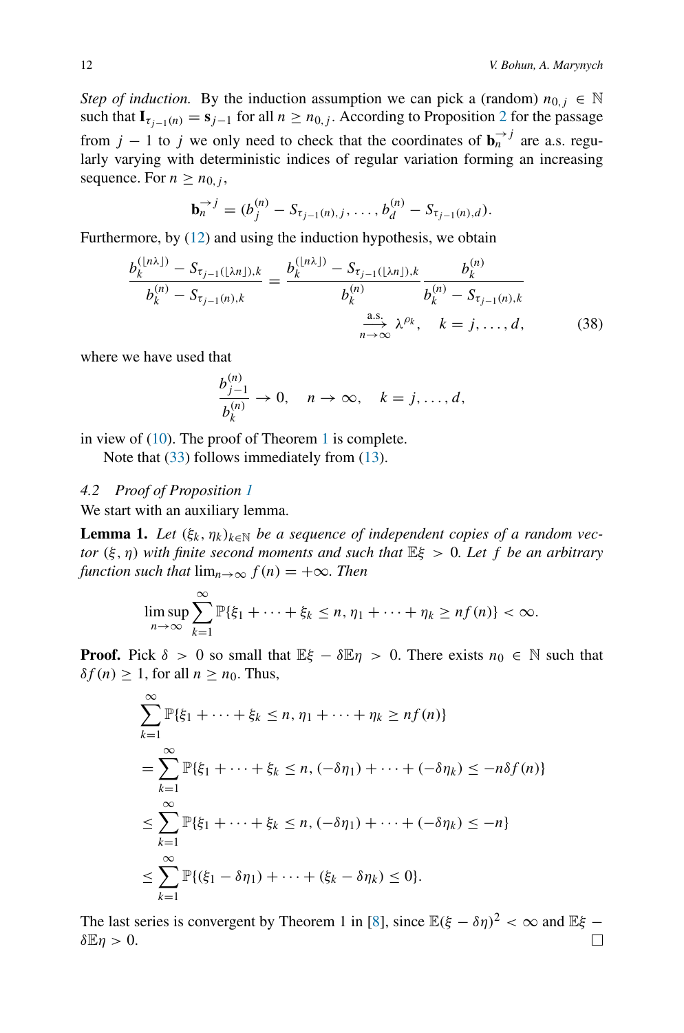*Step of induction.* By the induction assumption we can pick a (random) $n_{0,j} \in \mathbb{N}$ such that $\mathbf{I}_{\tau_{j-1}(n)} = \mathbf{s}_{j-1}$ for all $n \geq n_{0,j}$. According to Proposition 2 for the passage from $j-1$ to $j$ we only need to check that the coordinates of $\mathbf{b}_n^{\to j}$ are a.s. regularly varying with deterministic indices of regular variation forming an increasing sequence. For $n \geq n_{0,j}$,

$$\mathbf{b}_n^{\to j} = (b_j^{(n)} - S_{\tau_{j-1}(n),j}, \ldots, b_d^{(n)} - S_{\tau_{j-1}(n),d}).$$

Furthermore, by (12) and using the induction hypothesis, we obtain

$$\frac{b_k^{(\lfloor n\lambda \rfloor)} - S_{\tau_{j-1}(\lfloor \lambda n \rfloor),k}}{b_k^{(n)} - S_{\tau_{j-1}(n),k}} = \frac{b_k^{(\lfloor n\lambda \rfloor)} - S_{\tau_{j-1}(\lfloor \lambda n \rfloor),k}}{b_k^{(n)}} \frac{b_k^{(n)}}{b_k^{(n)} - S_{\tau_{j-1}(n),k}} \xrightarrow[n\to\infty]{\text{a.s.}} \lambda^{\rho_k}, \quad k = j, \ldots, d, \tag{38}$$

where we have used that

$$\frac{b_{j-1}^{(n)}}{b_k^{(n)}} \to 0, \quad n \to \infty, \quad k = j, \ldots, d,$$

in view of (10). The proof of Theorem 1 is complete.

Note that (33) follows immediately from (13).

### 4.2 Proof of Proposition 1

We start with an auxiliary lemma.

**Lemma 1.** *Let $(\xi_k, \eta_k)_{k \in \mathbb{N}}$ be a sequence of independent copies of a random vector $(\xi, \eta)$ with finite second moments and such that $\mathbb{E}\xi > 0$. Let $f$ be an arbitrary function such that $\lim_{n\to\infty} f(n) = +\infty$. Then*

$$\limsup_{n\to\infty} \sum_{k=1}^{\infty} \mathbb{P}\{\xi_1 + \cdots + \xi_k \leq n, \eta_1 + \cdots + \eta_k \geq nf(n)\} < \infty.$$

**Proof.** Pick $\delta > 0$ so small that $\mathbb{E}\xi - \delta\mathbb{E}\eta > 0$. There exists $n_0 \in \mathbb{N}$ such that $\delta f(n) \geq 1$, for all $n \geq n_0$. Thus,

$$\begin{aligned}
&\sum_{k=1}^{\infty} \mathbb{P}\{\xi_1 + \cdots + \xi_k \leq n, \eta_1 + \cdots + \eta_k \geq nf(n)\} \\
&= \sum_{k=1}^{\infty} \mathbb{P}\{\xi_1 + \cdots + \xi_k \leq n, (-\delta\eta_1) + \cdots + (-\delta\eta_k) \leq -n\delta f(n)\} \\
&\leq \sum_{k=1}^{\infty} \mathbb{P}\{\xi_1 + \cdots + \xi_k \leq n, (-\delta\eta_1) + \cdots + (-\delta\eta_k) \leq -n\} \\
&\leq \sum_{k=1}^{\infty} \mathbb{P}\{(\xi_1 - \delta\eta_1) + \cdots + (\xi_k - \delta\eta_k) \leq 0\}.
\end{aligned}$$

The last series is convergent by Theorem 1 in [8], since $\mathbb{E}(\xi - \delta\eta)^2 < \infty$ and $\mathbb{E}\xi - \delta\mathbb{E}\eta > 0$. $\square$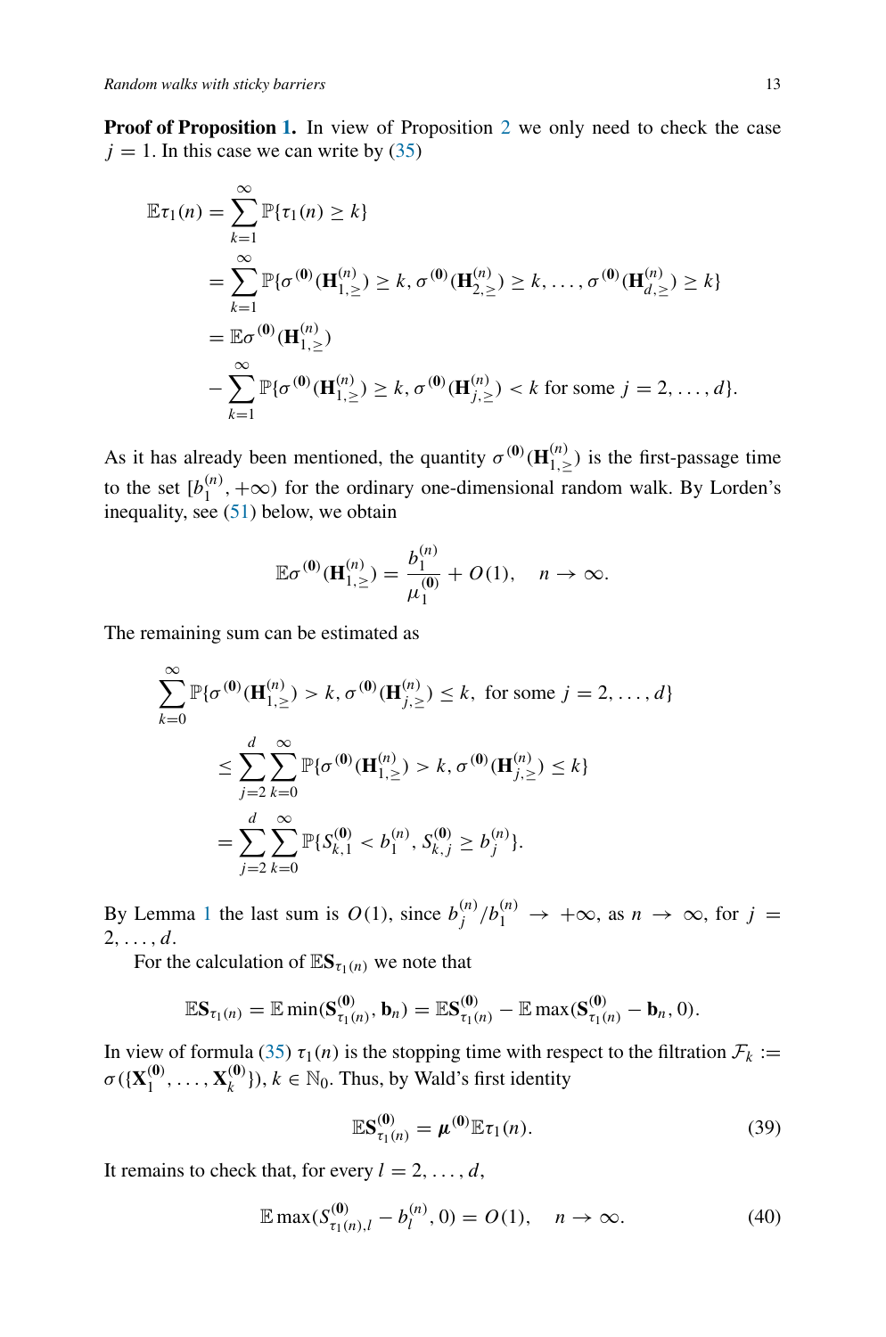**Proof of Proposition 1.** In view of Proposition 2 we only need to check the case $j = 1$. In this case we can write by (35)

$$
\begin{aligned}
\mathbb{E}\tau_1(n) &= \sum_{k=1}^{\infty} \mathbb{P}\{\tau_1(n) \geq k\} \\
&= \sum_{k=1}^{\infty} \mathbb{P}\{\sigma^{(\mathbf{0})}(\mathbf{H}^{(n)}_{1,\geq}) \geq k, \sigma^{(\mathbf{0})}(\mathbf{H}^{(n)}_{2,\geq}) \geq k, \ldots, \sigma^{(\mathbf{0})}(\mathbf{H}^{(n)}_{d,\geq}) \geq k\} \\
&= \mathbb{E}\sigma^{(\mathbf{0})}(\mathbf{H}^{(n)}_{1,\geq}) \\
&\quad - \sum_{k=1}^{\infty} \mathbb{P}\{\sigma^{(\mathbf{0})}(\mathbf{H}^{(n)}_{1,\geq}) \geq k, \sigma^{(\mathbf{0})}(\mathbf{H}^{(n)}_{j,\geq}) < k \text{ for some } j = 2, \ldots, d\}.
\end{aligned}
$$

As it has already been mentioned, the quantity $\sigma^{(\mathbf{0})}(\mathbf{H}^{(n)}_{1,\geq})$ is the first-passage time to the set $[b_1^{(n)}, +\infty)$ for the ordinary one-dimensional random walk. By Lorden's inequality, see (51) below, we obtain

$$
\mathbb{E}\sigma^{(\mathbf{0})}(\mathbf{H}^{(n)}_{1,\geq}) = \frac{b_1^{(n)}}{\mu_1^{(\mathbf{0})}} + O(1), \quad n \to \infty.
$$

The remaining sum can be estimated as

$$
\begin{aligned}
&\sum_{k=0}^{\infty} \mathbb{P}\{\sigma^{(\mathbf{0})}(\mathbf{H}^{(n)}_{1,\geq}) > k, \sigma^{(\mathbf{0})}(\mathbf{H}^{(n)}_{j,\geq}) \leq k, \text{ for some } j = 2, \ldots, d\} \\
&\qquad \leq \sum_{j=2}^{d} \sum_{k=0}^{\infty} \mathbb{P}\{\sigma^{(\mathbf{0})}(\mathbf{H}^{(n)}_{1,\geq}) > k, \sigma^{(\mathbf{0})}(\mathbf{H}^{(n)}_{j,\geq}) \leq k\} \\
&\qquad = \sum_{j=2}^{d} \sum_{k=0}^{\infty} \mathbb{P}\{S^{(\mathbf{0})}_{k,1} < b_1^{(n)}, S^{(\mathbf{0})}_{k,j} \geq b_j^{(n)}\}.
\end{aligned}
$$

By Lemma 1 the last sum is $O(1)$, since $b_j^{(n)}/b_1^{(n)} \to +\infty$, as $n \to \infty$, for $j = 2, \ldots, d$.

For the calculation of $\mathbb{E}\mathbf{S}_{\tau_1(n)}$ we note that

$$
\mathbb{E}\mathbf{S}_{\tau_1(n)} = \mathbb{E}\min(\mathbf{S}^{(\mathbf{0})}_{\tau_1(n)}, \mathbf{b}_n) = \mathbb{E}\mathbf{S}^{(\mathbf{0})}_{\tau_1(n)} - \mathbb{E}\max(\mathbf{S}^{(\mathbf{0})}_{\tau_1(n)} - \mathbf{b}_n, 0).
$$

In view of formula (35) $\tau_1(n)$ is the stopping time with respect to the filtration $\mathcal{F}_k := \sigma(\{\mathbf{X}_1^{(\mathbf{0})}, \ldots, \mathbf{X}_k^{(\mathbf{0})}\})$, $k \in \mathbb{N}_0$. Thus, by Wald's first identity

$$
\mathbb{E}\mathbf{S}^{(\mathbf{0})}_{\tau_1(n)} = \boldsymbol{\mu}^{(\mathbf{0})}\mathbb{E}\tau_1(n). \tag{39}
$$

It remains to check that, for every $l = 2, \ldots, d$,

$$
\mathbb{E}\max(S^{(\mathbf{0})}_{\tau_1(n),l} - b_l^{(n)}, 0) = O(1), \quad n \to \infty. \tag{40}
$$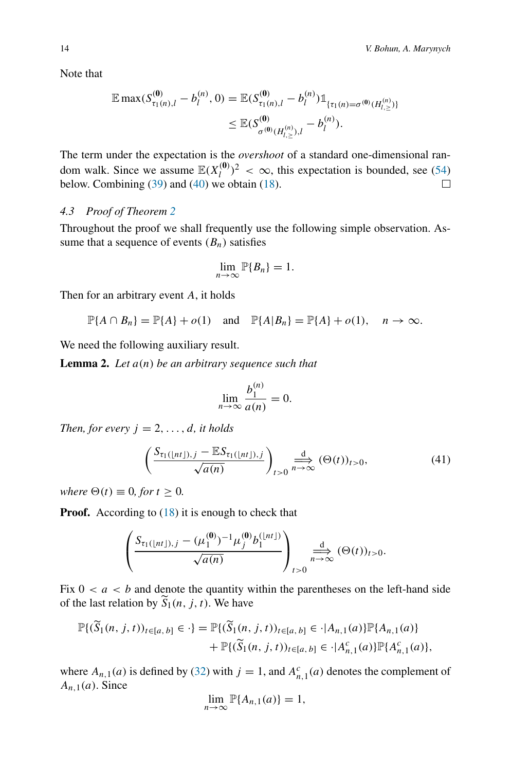Note that

$$\mathbb{E}\max(S^{(\mathbf{0})}_{\tau_1(n),l}-b^{(n)}_l,0)=\mathbb{E}(S^{(\mathbf{0})}_{\tau_1(n),l}-b^{(n)}_l)\mathbb{1}_{\{\tau_1(n)=\sigma^{(\mathbf{0})}(H^{(n)}_{l,\geq})\}}$$
$$\leq \mathbb{E}(S^{(\mathbf{0})}_{\sigma^{(\mathbf{0})}(H^{(n)}_{l,\geq}),l}-b^{(n)}_l).$$

The term under the expectation is the *overshoot* of a standard one-dimensional random walk. Since we assume $\mathbb{E}(X^{(\mathbf{0})}_l)^2<\infty$, this expectation is bounded, see (54) below. Combining (39) and (40) we obtain (18). □

### 4.3 Proof of Theorem 2

Throughout the proof we shall frequently use the following simple observation. Assume that a sequence of events $(B_n)$ satisfies

$$\lim_{n\to\infty}\mathbb{P}\{B_n\}=1.$$

Then for an arbitrary event $A$, it holds

$$\mathbb{P}\{A\cap B_n\}=\mathbb{P}\{A\}+o(1)\quad\text{and}\quad \mathbb{P}\{A|B_n\}=\mathbb{P}\{A\}+o(1),\quad n\to\infty.$$

We need the following auxiliary result.

**Lemma 2.** *Let $a(n)$ be an arbitrary sequence such that*

$$\lim_{n\to\infty}\frac{b^{(n)}_1}{a(n)}=0.$$

*Then, for every $j=2,\dots,d$, it holds*

$$\left(\frac{S_{\tau_1(\lfloor nt\rfloor),j}-\mathbb{E}S_{\tau_1(\lfloor nt\rfloor),j}}{\sqrt{a(n)}}\right)_{t>0}\overset{\mathrm{d}}{\underset{n\to\infty}{\Longrightarrow}}(\Theta(t))_{t>0},\tag{41}$$

*where $\Theta(t)\equiv 0$, for $t\geq 0$.*

**Proof.** According to (18) it is enough to check that

$$\left(\frac{S_{\tau_1(\lfloor nt\rfloor),j}-(\mu^{(\mathbf{0})}_1)^{-1}\mu^{(\mathbf{0})}_j b^{(\lfloor nt\rfloor)}_1}{\sqrt{a(n)}}\right)_{t>0}\overset{\mathrm{d}}{\underset{n\to\infty}{\Longrightarrow}}(\Theta(t))_{t>0}.$$

Fix $0<a<b$ and denote the quantity within the parentheses on the left-hand side of the last relation by $\widetilde{S}_1(n,j,t)$. We have

$$\mathbb{P}\{(\widetilde{S}_1(n,j,t))_{t\in[a,b]}\in\cdot\}=\mathbb{P}\{(\widetilde{S}_1(n,j,t))_{t\in[a,b]}\in\cdot|A_{n,1}(a)\}\mathbb{P}\{A_{n,1}(a)\}$$
$$+\mathbb{P}\{(\widetilde{S}_1(n,j,t))_{t\in[a,b]}\in\cdot|A^c_{n,1}(a)\}\mathbb{P}\{A^c_{n,1}(a)\},$$

where $A_{n,1}(a)$ is defined by (32) with $j=1$, and $A^c_{n,1}(a)$ denotes the complement of $A_{n,1}(a)$. Since

$$\lim_{n\to\infty}\mathbb{P}\{A_{n,1}(a)\}=1,$$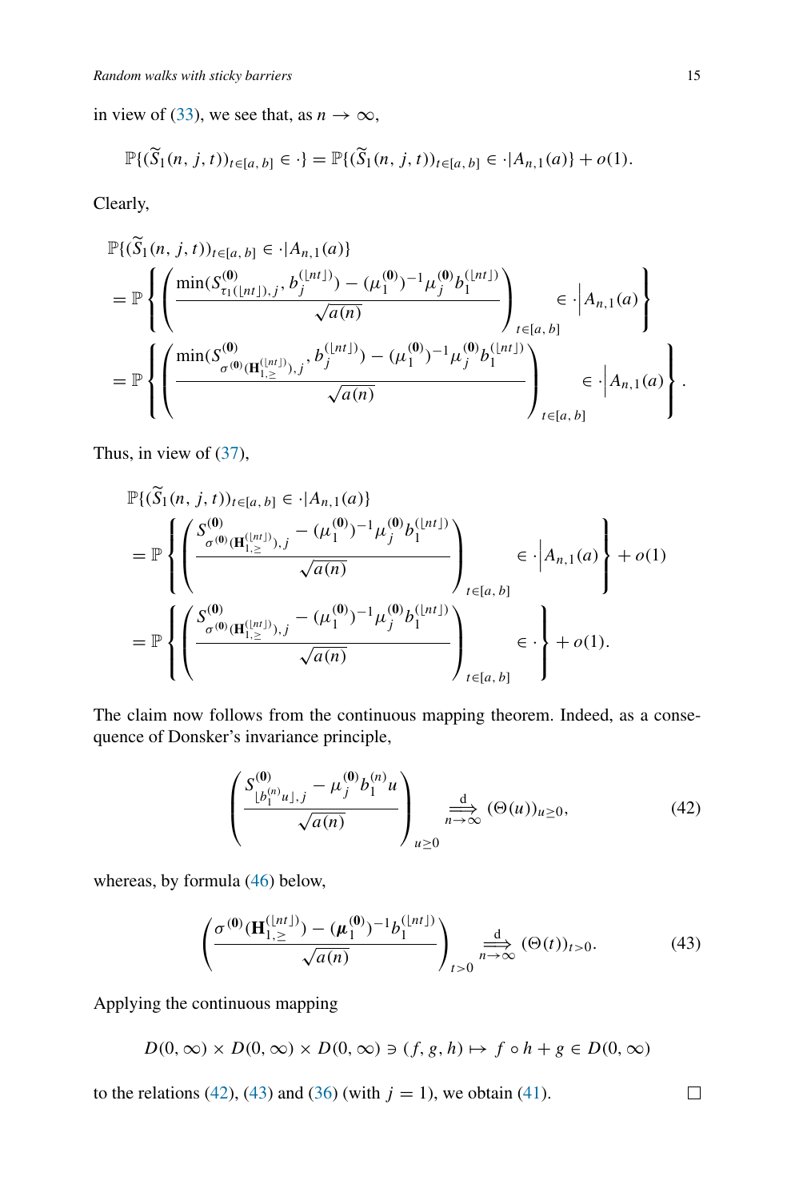in view of (33), we see that, as $n \to \infty$,

$$\mathbb{P}\{(\widetilde{S}_1(n, j, t))_{t \in [a, b]} \in \cdot\} = \mathbb{P}\{(\widetilde{S}_1(n, j, t))_{t \in [a, b]} \in \cdot | A_{n,1}(a)\} + o(1).$$

Clearly,

$$\begin{aligned}
&\mathbb{P}\{(\widetilde{S}_1(n, j, t))_{t \in [a, b]} \in \cdot | A_{n,1}(a)\} \\
&= \mathbb{P}\left\{ \left( \frac{\min(S^{(\mathbf{0})}_{\tau_1(\lfloor nt \rfloor), j}, b_j^{(\lfloor nt \rfloor)}) - (\mu_1^{(\mathbf{0})})^{-1} \mu_j^{(\mathbf{0})} b_1^{(\lfloor nt \rfloor)}}{\sqrt{a(n)}} \right)_{t \in [a, b]} \in \cdot \middle| A_{n,1}(a) \right\} \\
&= \mathbb{P}\left\{ \left( \frac{\min(S^{(\mathbf{0})}_{\sigma^{(\mathbf{0})}(\mathbf{H}_{1,\geq}^{(\lfloor nt \rfloor)}), j}, b_j^{(\lfloor nt \rfloor)}) - (\mu_1^{(\mathbf{0})})^{-1} \mu_j^{(\mathbf{0})} b_1^{(\lfloor nt \rfloor)}}{\sqrt{a(n)}} \right)_{t \in [a, b]} \in \cdot \middle| A_{n,1}(a) \right\}.
\end{aligned}$$

Thus, in view of (37),

$$\begin{aligned}
&\mathbb{P}\{(\widetilde{S}_1(n, j, t))_{t \in [a, b]} \in \cdot | A_{n,1}(a)\} \\
&= \mathbb{P}\left\{ \left( \frac{S^{(\mathbf{0})}_{\sigma^{(\mathbf{0})}(\mathbf{H}_{1,\geq}^{(\lfloor nt \rfloor)}), j} - (\mu_1^{(\mathbf{0})})^{-1} \mu_j^{(\mathbf{0})} b_1^{(\lfloor nt \rfloor)}}{\sqrt{a(n)}} \right)_{t \in [a, b]} \in \cdot \middle| A_{n,1}(a) \right\} + o(1) \\
&= \mathbb{P}\left\{ \left( \frac{S^{(\mathbf{0})}_{\sigma^{(\mathbf{0})}(\mathbf{H}_{1,\geq}^{(\lfloor nt \rfloor)}), j} - (\mu_1^{(\mathbf{0})})^{-1} \mu_j^{(\mathbf{0})} b_1^{(\lfloor nt \rfloor)}}{\sqrt{a(n)}} \right)_{t \in [a, b]} \in \cdot \right\} + o(1).
\end{aligned}$$

The claim now follows from the continuous mapping theorem. Indeed, as a consequence of Donsker's invariance principle,

$$\left( \frac{S^{(\mathbf{0})}_{\lfloor b_1^{(n)} u \rfloor, j} - \mu_j^{(\mathbf{0})} b_1^{(n)} u}{\sqrt{a(n)}} \right)_{u \geq 0} \overset{\mathrm{d}}{\underset{n \to \infty}{\Longrightarrow}} (\Theta(u))_{u \geq 0}, \tag{42}$$

whereas, by formula (46) below,

$$\left( \frac{\sigma^{(\mathbf{0})}(\mathbf{H}_{1,\geq}^{(\lfloor nt \rfloor)}) - (\boldsymbol{\mu}_1^{(\mathbf{0})})^{-1} b_1^{(\lfloor nt \rfloor)}}{\sqrt{a(n)}} \right)_{t > 0} \overset{\mathrm{d}}{\underset{n \to \infty}{\Longrightarrow}} (\Theta(t))_{t > 0}. \tag{43}$$

Applying the continuous mapping

$$D(0, \infty) \times D(0, \infty) \times D(0, \infty) \ni (f, g, h) \mapsto f \circ h + g \in D(0, \infty)$$

to the relations (42), (43) and (36) (with $j = 1$), we obtain (41). □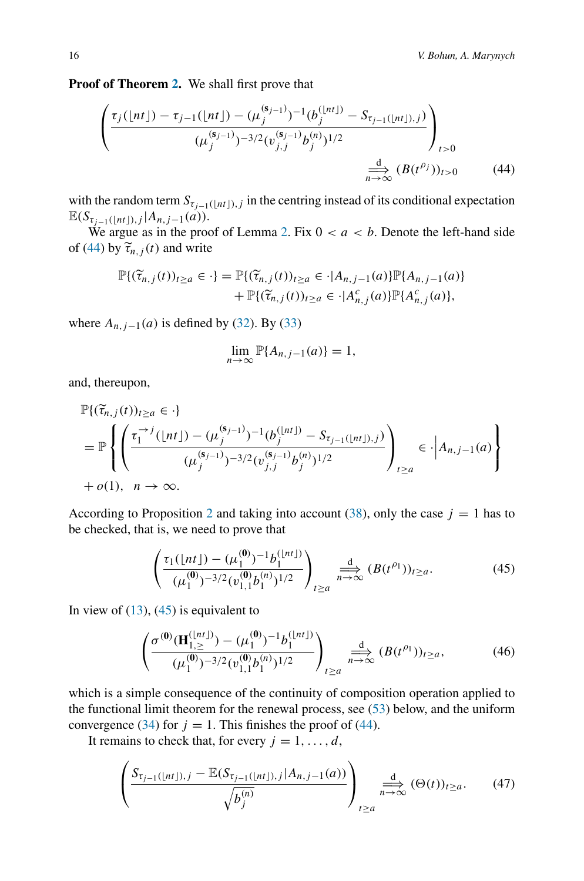**Proof of Theorem 2.** We shall first prove that

$$\left(\frac{\tau_j(\lfloor nt\rfloor)-\tau_{j-1}(\lfloor nt\rfloor)-(\mu_j^{(\mathbf{s}_{j-1})})^{-1}(b_j^{(\lfloor nt\rfloor)}-S_{\tau_{j-1}(\lfloor nt\rfloor),j})}{(\mu_j^{(\mathbf{s}_{j-1})})^{-3/2}(v_{j,j}^{(\mathbf{s}_{j-1})}b_j^{(n)})^{1/2}}\right)_{t>0} \overset{\mathrm{d}}{\underset{n\to\infty}{\Longrightarrow}} (B(t^{\rho_j}))_{t>0} \tag{44}$$

with the random term $S_{\tau_{j-1}(\lfloor nt\rfloor),j}$ in the centring instead of its conditional expectation $\mathbb{E}(S_{\tau_{j-1}(\lfloor nt\rfloor),j}|A_{n,j-1}(a))$.

We argue as in the proof of Lemma 2. Fix $0<a<b$. Denote the left-hand side of (44) by $\widetilde{\tau}_{n,j}(t)$ and write

$$\begin{aligned}\mathbb{P}\{(\widetilde{\tau}_{n,j}(t))_{t\geq a}\in\cdot\}&=\mathbb{P}\{(\widetilde{\tau}_{n,j}(t))_{t\geq a}\in\cdot|A_{n,j-1}(a)\}\mathbb{P}\{A_{n,j-1}(a)\}\\&\quad+\mathbb{P}\{(\widetilde{\tau}_{n,j}(t))_{t\geq a}\in\cdot|A^c_{n,j}(a)\}\mathbb{P}\{A^c_{n,j}(a)\},\end{aligned}$$

where $A_{n,j-1}(a)$ is defined by (32). By (33)

$$\lim_{n\to\infty}\mathbb{P}\{A_{n,j-1}(a)\}=1,$$

and, thereupon,

$$\begin{aligned}&\mathbb{P}\{(\widetilde{\tau}_{n,j}(t))_{t\geq a}\in\cdot\}\\&=\mathbb{P}\left\{\left(\frac{\tau_1^{\to j}(\lfloor nt\rfloor)-(\mu_j^{(\mathbf{s}_{j-1})})^{-1}(b_j^{(\lfloor nt\rfloor)}-S_{\tau_{j-1}(\lfloor nt\rfloor),j})}{(\mu_j^{(\mathbf{s}_{j-1})})^{-3/2}(v_{j,j}^{(\mathbf{s}_{j-1})}b_j^{(n)})^{1/2}}\right)_{t\geq a}\in\cdot\,\Big|A_{n,j-1}(a)\right\}\\&\quad+o(1),\quad n\to\infty.\end{aligned}$$

According to Proposition 2 and taking into account (38), only the case $j=1$ has to be checked, that is, we need to prove that

$$\left(\frac{\tau_1(\lfloor nt\rfloor)-(\mu_1^{(\mathbf{0})})^{-1}b_1^{(\lfloor nt\rfloor)}}{(\mu_1^{(\mathbf{0})})^{-3/2}(v_{1,1}^{(\mathbf{0})}b_1^{(n)})^{1/2}}\right)_{t\geq a} \overset{\mathrm{d}}{\underset{n\to\infty}{\Longrightarrow}} (B(t^{\rho_1}))_{t\geq a}. \tag{45}$$

In view of (13), (45) is equivalent to

$$\left(\frac{\sigma^{(\mathbf{0})}(\mathbf{H}_{1,\geq}^{(\lfloor nt\rfloor)})-(\mu_1^{(\mathbf{0})})^{-1}b_1^{(\lfloor nt\rfloor)}}{(\mu_1^{(\mathbf{0})})^{-3/2}(v_{1,1}^{(\mathbf{0})}b_1^{(n)})^{1/2}}\right)_{t\geq a} \overset{\mathrm{d}}{\underset{n\to\infty}{\Longrightarrow}} (B(t^{\rho_1}))_{t\geq a}, \tag{46}$$

which is a simple consequence of the continuity of composition operation applied to the functional limit theorem for the renewal process, see (53) below, and the uniform convergence (34) for $j=1$. This finishes the proof of (44).

It remains to check that, for every $j=1,\ldots,d$,

$$\left(\frac{S_{\tau_{j-1}(\lfloor nt\rfloor),j}-\mathbb{E}(S_{\tau_{j-1}(\lfloor nt\rfloor),j}|A_{n,j-1}(a))}{\sqrt{b_j^{(n)}}}\right)_{t\geq a} \overset{\mathrm{d}}{\underset{n\to\infty}{\Longrightarrow}} (\Theta(t))_{t\geq a}. \tag{47}$$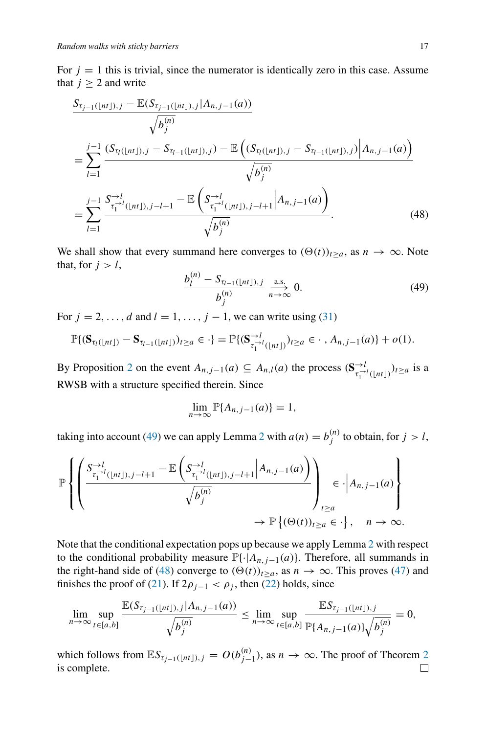For $j = 1$ this is trivial, since the numerator is identically zero in this case. Assume that $j \geq 2$ and write

$$
\begin{aligned}
&\frac{S_{\tau_{j-1}(\lfloor nt \rfloor),j} - \mathbb{E}(S_{\tau_{j-1}(\lfloor nt \rfloor),j} | A_{n,j-1}(a))}{\sqrt{b_j^{(n)}}} \\
&= \sum_{l=1}^{j-1} \frac{(S_{\tau_l(\lfloor nt \rfloor),j} - S_{\tau_{l-1}(\lfloor nt \rfloor),j}) - \mathbb{E}\left((S_{\tau_l(\lfloor nt \rfloor),j} - S_{\tau_{l-1}(\lfloor nt \rfloor),j}) \middle| A_{n,j-1}(a)\right)}{\sqrt{b_j^{(n)}}} \\
&= \sum_{l=1}^{j-1} \frac{S^{\to l}_{\tau_1^{\to l}(\lfloor nt \rfloor),j-l+1} - \mathbb{E}\left(S^{\to l}_{\tau_1^{\to l}(\lfloor nt \rfloor),j-l+1} \middle| A_{n,j-1}(a)\right)}{\sqrt{b_j^{(n)}}}.
\end{aligned}
\tag{48}
$$

We shall show that every summand here converges to $(\Theta(t))_{t \geq a}$, as $n \to \infty$. Note that, for $j > l$,

$$
\frac{b_l^{(n)} - S_{\tau_{l-1}(\lfloor nt \rfloor),j}}{b_j^{(n)}} \xrightarrow[n\to\infty]{\text{a.s.}} 0. \tag{49}
$$

For $j = 2, \ldots, d$ and $l = 1, \ldots, j-1$, we can write using (31)

$$
\mathbb{P}\{(\mathbf{S}_{\tau_l(\lfloor nt \rfloor)} - \mathbf{S}_{\tau_{l-1}(\lfloor nt \rfloor)})_{t \geq a} \in \cdot\} = \mathbb{P}\{(\mathbf{S}^{\to l}_{\tau_1^{\to l}(\lfloor nt \rfloor)})_{t \geq a} \in \cdot \,,\, A_{n,j-1}(a)\} + o(1).
$$

By Proposition 2 on the event $A_{n,j-1}(a) \subseteq A_{n,l}(a)$ the process $(\mathbf{S}^{\to l}_{\tau_1^{\to l}(\lfloor nt \rfloor)})_{t \geq a}$ is a RWSB with a structure specified therein. Since

$$
\lim_{n\to\infty} \mathbb{P}\{A_{n,j-1}(a)\} = 1,
$$

taking into account (49) we can apply Lemma 2 with $a(n) = b_j^{(n)}$ to obtain, for $j > l$,

$$
\mathbb{P}\left\{ \left( \frac{S^{\to l}_{\tau_1^{\to l}(\lfloor nt \rfloor),j-l+1} - \mathbb{E}\left(S^{\to l}_{\tau_1^{\to l}(\lfloor nt \rfloor),j-l+1} \middle| A_{n,j-1}(a)\right)}{\sqrt{b_j^{(n)}}} \right)_{t \geq a} \in \cdot \middle| A_{n,j-1}(a) \right\}
$$
$$
\to \mathbb{P}\left\{(\Theta(t))_{t \geq a} \in \cdot\right\}, \quad n \to \infty.
$$

Note that the conditional expectation pops up because we apply Lemma 2 with respect to the conditional probability measure $\mathbb{P}\{\cdot | A_{n,j-1}(a)\}$. Therefore, all summands in the right-hand side of (48) converge to $(\Theta(t))_{t \geq a}$, as $n \to \infty$. This proves (47) and finishes the proof of (21). If $2\rho_{j-1} < \rho_j$, then (22) holds, since

$$
\lim_{n\to\infty} \sup_{t \in [a,b]} \frac{\mathbb{E}(S_{\tau_{j-1}(\lfloor nt \rfloor),j} | A_{n,j-1}(a))}{\sqrt{b_j^{(n)}}} \leq \lim_{n\to\infty} \sup_{t \in [a,b]} \frac{\mathbb{E} S_{\tau_{j-1}(\lfloor nt \rfloor),j}}{\mathbb{P}\{A_{n,j-1}(a)\} \sqrt{b_j^{(n)}}} = 0,
$$

which follows from $\mathbb{E} S_{\tau_{j-1}(\lfloor nt \rfloor),j} = O(b_{j-1}^{(n)})$, as $n \to \infty$. The proof of Theorem 2 is complete. ◻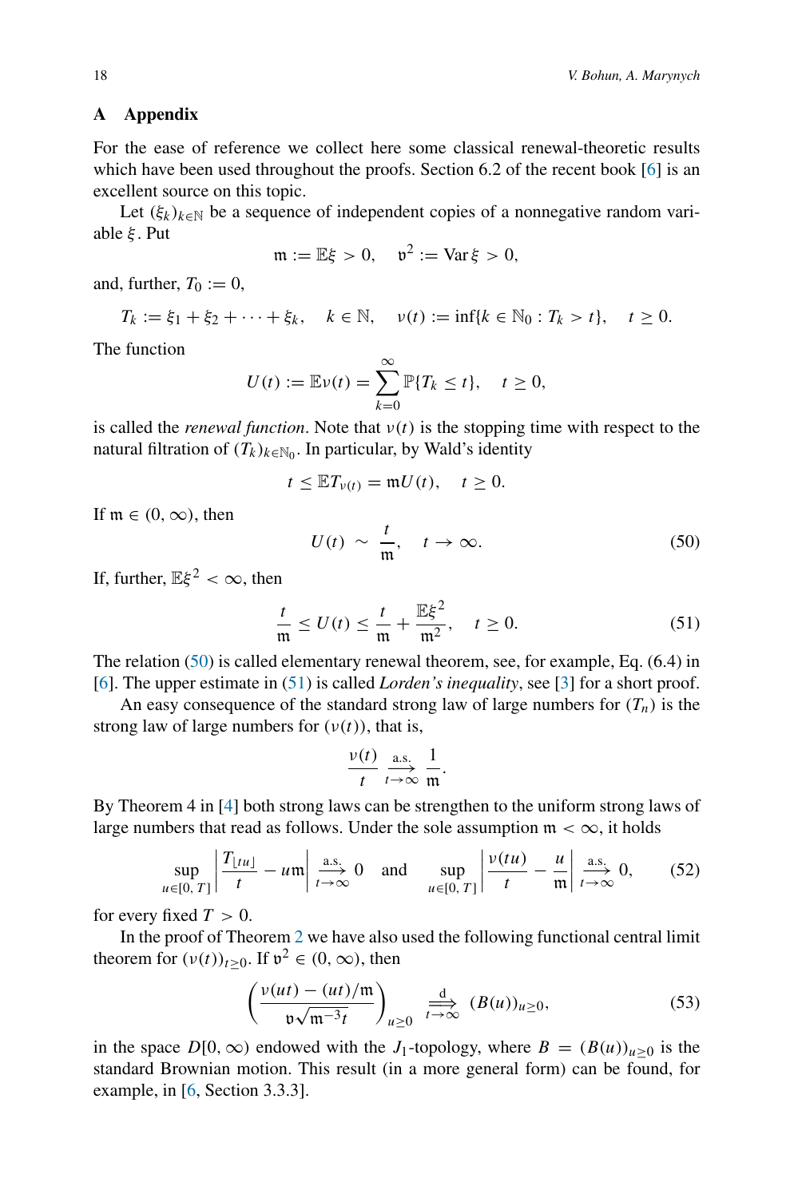## A Appendix

For the ease of reference we collect here some classical renewal-theoretic results which have been used throughout the proofs. Section 6.2 of the recent book [6] is an excellent source on this topic.

Let $(\xi_k)_{k\in\mathbb{N}}$ be a sequence of independent copies of a nonnegative random variable $\xi$. Put

$$\mathfrak{m} := \mathbb{E}\xi > 0, \quad \mathfrak{v}^2 := \operatorname{Var}\xi > 0,$$

and, further, $T_0 := 0$,

$$T_k := \xi_1 + \xi_2 + \cdots + \xi_k, \quad k \in \mathbb{N}, \quad \nu(t) := \inf\{k \in \mathbb{N}_0 : T_k > t\}, \quad t \geq 0.$$

The function

$$U(t) := \mathbb{E}\nu(t) = \sum_{k=0}^{\infty} \mathbb{P}\{T_k \leq t\}, \quad t \geq 0,$$

is called the *renewal function*. Note that $\nu(t)$ is the stopping time with respect to the natural filtration of $(T_k)_{k\in\mathbb{N}_0}$. In particular, by Wald's identity

$$t \leq \mathbb{E}T_{\nu(t)} = \mathfrak{m}U(t), \quad t \geq 0.$$

If $\mathfrak{m} \in (0,\infty)$, then

$$U(t) \sim \frac{t}{\mathfrak{m}}, \quad t \to \infty. \tag{50}$$

If, further, $\mathbb{E}\xi^2 < \infty$, then

$$\frac{t}{\mathfrak{m}} \leq U(t) \leq \frac{t}{\mathfrak{m}} + \frac{\mathbb{E}\xi^2}{\mathfrak{m}^2}, \quad t \geq 0. \tag{51}$$

The relation (50) is called elementary renewal theorem, see, for example, Eq. (6.4) in [6]. The upper estimate in (51) is called *Lorden's inequality*, see [3] for a short proof.

An easy consequence of the standard strong law of large numbers for $(T_n)$ is the strong law of large numbers for $(\nu(t))$, that is,

$$\frac{\nu(t)}{t} \xrightarrow[t\to\infty]{\text{a.s.}} \frac{1}{\mathfrak{m}}.$$

By Theorem 4 in [4] both strong laws can be strengthen to the uniform strong laws of large numbers that read as follows. Under the sole assumption $\mathfrak{m} < \infty$, it holds

$$\sup_{u\in[0,T]} \left| \frac{T_{\lfloor tu \rfloor}}{t} - u\mathfrak{m} \right| \xrightarrow[t\to\infty]{\text{a.s.}} 0 \quad \text{and} \quad \sup_{u\in[0,T]} \left| \frac{\nu(tu)}{t} - \frac{u}{\mathfrak{m}} \right| \xrightarrow[t\to\infty]{\text{a.s.}} 0, \tag{52}$$

for every fixed $T > 0$.

In the proof of Theorem 2 we have also used the following functional central limit theorem for $(\nu(t))_{t\geq 0}$. If $\mathfrak{v}^2 \in (0,\infty)$, then

$$\left( \frac{\nu(ut) - (ut)/\mathfrak{m}}{\mathfrak{v}\sqrt{\mathfrak{m}^{-3}t}} \right)_{u\geq 0} \overset{\text{d}}{\underset{t\to\infty}{\Longrightarrow}} (B(u))_{u\geq 0}, \tag{53}$$

in the space $D[0,\infty)$ endowed with the $J_1$-topology, where $B = (B(u))_{u\geq 0}$ is the standard Brownian motion. This result (in a more general form) can be found, for example, in [6, Section 3.3.3].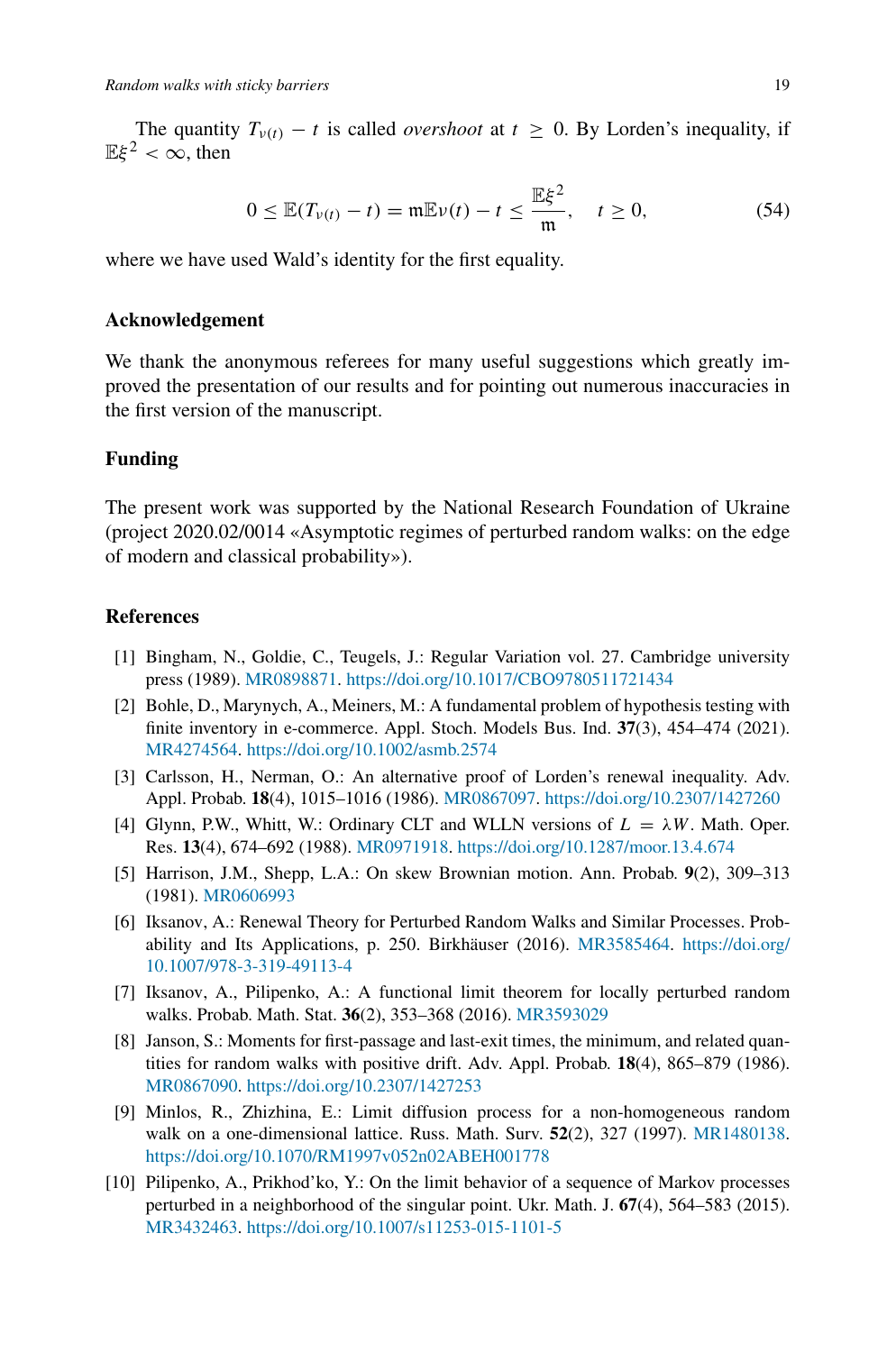The quantity $T_{\nu(t)} - t$ is called *overshoot* at $t \geq 0$. By Lorden's inequality, if $\mathbb{E}\xi^2 < \infty$, then

$$0 \leq \mathbb{E}(T_{\nu(t)} - t) = \mathfrak{m}\mathbb{E}\nu(t) - t \leq \frac{\mathbb{E}\xi^2}{\mathfrak{m}}, \quad t \geq 0, \tag{54}$$

where we have used Wald's identity for the first equality.

## Acknowledgement

We thank the anonymous referees for many useful suggestions which greatly improved the presentation of our results and for pointing out numerous inaccuracies in the first version of the manuscript.

## Funding

The present work was supported by the National Research Foundation of Ukraine (project 2020.02/0014 «Asymptotic regimes of perturbed random walks: on the edge of modern and classical probability»).

## References

[1] Bingham, N., Goldie, C., Teugels, J.: Regular Variation vol. 27. Cambridge university press (1989). MR0898871. https://doi.org/10.1017/CBO9780511721434

[2] Bohle, D., Marynych, A., Meiners, M.: A fundamental problem of hypothesis testing with finite inventory in e-commerce. Appl. Stoch. Models Bus. Ind. **37**(3), 454–474 (2021). MR4274564. https://doi.org/10.1002/asmb.2574

[3] Carlsson, H., Nerman, O.: An alternative proof of Lorden's renewal inequality. Adv. Appl. Probab. **18**(4), 1015–1016 (1986). MR0867097. https://doi.org/10.2307/1427260

[4] Glynn, P.W., Whitt, W.: Ordinary CLT and WLLN versions of $L = \lambda W$. Math. Oper. Res. **13**(4), 674–692 (1988). MR0971918. https://doi.org/10.1287/moor.13.4.674

[5] Harrison, J.M., Shepp, L.A.: On skew Brownian motion. Ann. Probab. **9**(2), 309–313 (1981). MR0606993

[6] Iksanov, A.: Renewal Theory for Perturbed Random Walks and Similar Processes. Probability and Its Applications, p. 250. Birkhäuser (2016). MR3585464. https://doi.org/10.1007/978-3-319-49113-4

[7] Iksanov, A., Pilipenko, A.: A functional limit theorem for locally perturbed random walks. Probab. Math. Stat. **36**(2), 353–368 (2016). MR3593029

[8] Janson, S.: Moments for first-passage and last-exit times, the minimum, and related quantities for random walks with positive drift. Adv. Appl. Probab. **18**(4), 865–879 (1986). MR0867090. https://doi.org/10.2307/1427253

[9] Minlos, R., Zhizhina, E.: Limit diffusion process for a non-homogeneous random walk on a one-dimensional lattice. Russ. Math. Surv. **52**(2), 327 (1997). MR1480138. https://doi.org/10.1070/RM1997v052n02ABEH001778

[10] Pilipenko, A., Prikhod'ko, Y.: On the limit behavior of a sequence of Markov processes perturbed in a neighborhood of the singular point. Ukr. Math. J. **67**(4), 564–583 (2015). MR3432463. https://doi.org/10.1007/s11253-015-1101-5